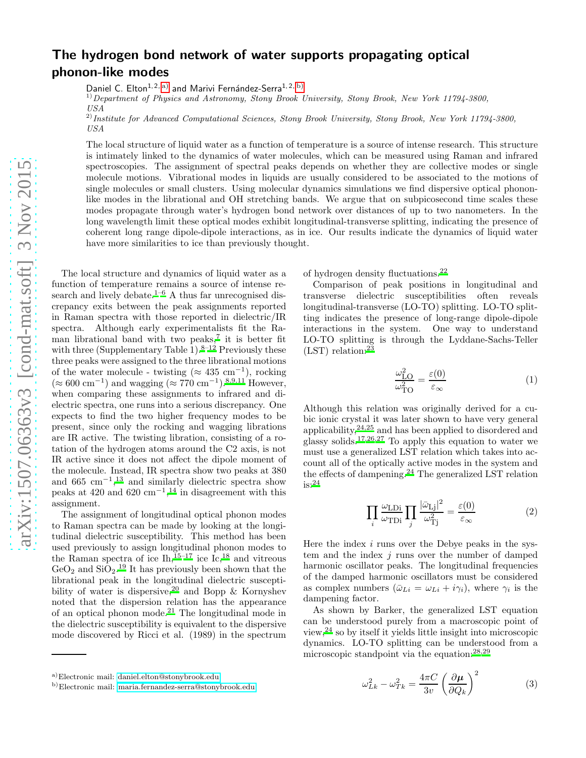// The hydrogen bond network of water supports propagating optical phonon-like modes

Daniel C. Elton[1,2,a)] and Marivi Fernández-Serra[1,2,b)]

[1)] *Department of Physics and Astronomy, Stony Brook University, Stony Brook, New York 11794-3800, USA*

[2)] *Institute for Advanced Computational Sciences, Stony Brook University, Stony Brook, New York 11794-3800, USA*

The local structure of liquid water as a function of temperature is a source of intense research. This structure is intimately linked to the dynamics of water molecules, which can be measured using Raman and infrared spectroscopies. The assignment of spectral peaks depends on whether they are collective modes or single molecule motions. Vibrational modes in liquids are usually considered to be associated to the motions of single molecules or small clusters. Using molecular dynamics simulations we find dispersive optical phonon-like modes in the librational and OH stretching bands. We argue that on subpicosecond time scales these modes propagate through water's hydrogen bond network over distances of up to two nanometers. In the long wavelength limit these optical modes exhibit longitudinal-transverse splitting, indicating the presence of coherent long range dipole-dipole interactions, as in ice. Our results indicate the dynamics of liquid water have more similarities to ice than previously thought.

The local structure and dynamics of liquid water as a function of temperature remains a source of intense research and lively debate.[1–6] A thus far unrecognised discrepancy exits between the peak assignments reported in Raman spectra with those reported in dielectric/IR spectra. Although early experimentalists fit the Raman librational band with two peaks,[7] it is better fit with three (Supplementary Table 1).[8–12] Previously these three peaks were assigned to the three librational motions of the water molecule - twisting ($\approx$ 435 cm$^{-1}$), rocking ($\approx$ 600 cm$^{-1}$) and wagging ($\approx$ 770 cm$^{-1}$).[8,9,11] However, when comparing these assignments to infrared and dielectric spectra, one runs into a serious discrepancy. One expects to find the two higher frequency modes to be present, since only the rocking and wagging librations are IR active. The twisting libration, consisting of a rotation of the hydrogen atoms around the C2 axis, is not IR active since it does not affect the dipole moment of the molecule. Instead, IR spectra show two peaks at 380 and 665 cm$^{-1}$,[13] and similarly dielectric spectra show peaks at 420 and 620 cm$^{-1}$,[14] in disagreement with this assignment.

The assignment of longitudinal optical phonon modes to Raman spectra can be made by looking at the longitudinal dielectric susceptibility. This method has been used previously to assign longitudinal phonon modes to the Raman spectra of ice Ih,[15–17] ice Ic,[18] and vitreous $GeO_2$ and $SiO_2$.[19] It has previously been shown that the librational peak in the longitudinal dielectric susceptibility of water is dispersive,[20] and Bopp & Kornyshev noted that the dispersion relation has the appearance of an optical phonon mode.[21] The longitudinal mode in the dielectric susceptibility is equivalent to the dispersive mode discovered by Ricci et al. (1989) in the spectrum of hydrogen density fluctuations.[22]

Comparison of peak positions in longitudinal and transverse dielectric susceptibilities often reveals longitudinal-transverse (LO-TO) splitting. LO-TO splitting indicates the presence of long-range dipole-dipole interactions in the system. One way to understand LO-TO splitting is through the Lyddane-Sachs-Teller (LST) relation:[23]

$$\frac{\omega_{\mathrm{LO}}^2}{\omega_{\mathrm{TO}}^2} = \frac{\varepsilon(0)}{\varepsilon_\infty} \tag{1}$$

Although this relation was originally derived for a cubic ionic crystal it was later shown to have very general applicability,[24,25] and has been applied to disordered and glassy solids.[17,26,27] To apply this equation to water we must use a generalized LST relation which takes into account all of the optically active modes in the system and the effects of dampening.[24] The generalized LST relation is:[24]

$$\prod_i \frac{\omega_{\mathrm{LDi}}}{\omega_{\mathrm{TDi}}} \prod_j \frac{|\bar{\omega}_{\mathrm{Lj}}|^2}{\omega_{\mathrm{Tj}}^2} = \frac{\varepsilon(0)}{\varepsilon_\infty} \tag{2}$$

Here the index $i$ runs over the Debye peaks in the system and the index $j$ runs over the number of damped harmonic oscillator peaks. The longitudinal frequencies of the damped harmonic oscillators must be considered as complex numbers ($\bar{\omega}_{Li} = \omega_{Li} + i\gamma_i$), where $\gamma_i$ is the dampening factor.

As shown by Barker, the generalized LST equation can be understood purely from a macroscopic point of view,[24] so by itself it yields little insight into microscopic dynamics. LO-TO splitting can be understood from a microscopic standpoint via the equation:[28,29]

$$\omega_{Lk}^2 - \omega_{Tk}^2 = \frac{4\pi C}{3v}\left(\frac{\partial \boldsymbol{\mu}}{\partial Q_k}\right)^2 \tag{3}$$

[a)] Electronic mail: daniel.elton@stonybrook.edu

[b)] Electronic mail: maria.fernandez-serra@stonybrook.edu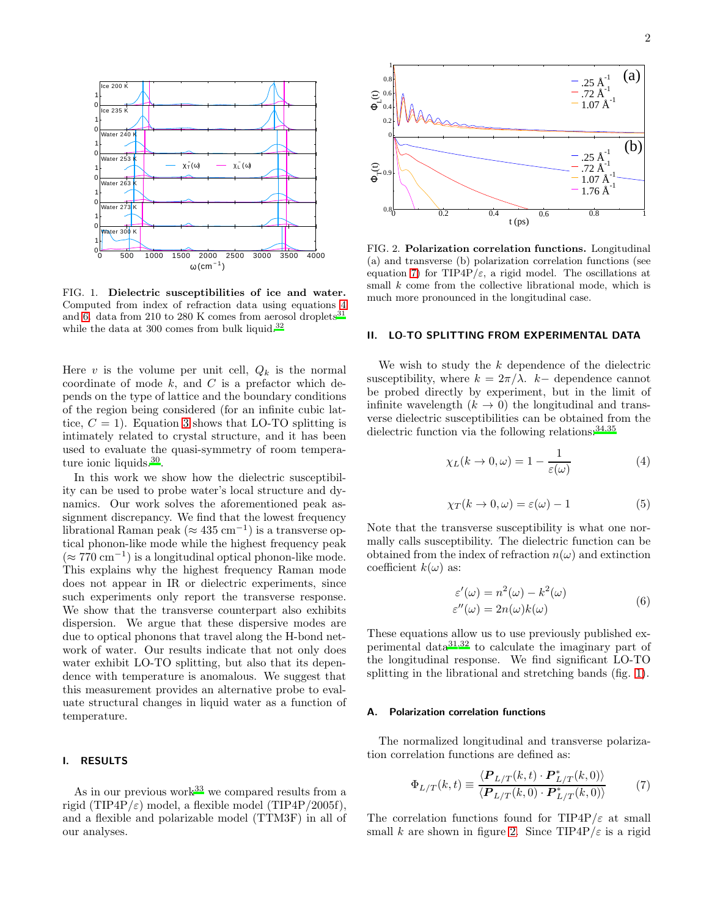FIG. 1. **Dielectric susceptibilities of ice and water.** Computed from index of refraction data using equations 4 and 6. data from 210 to 280 K comes from aerosol droplets[31] while the data at 300 comes from bulk liquid.[32]

Here $v$ is the volume per unit cell, $Q_k$ is the normal coordinate of mode $k$, and $C$ is a prefactor which depends on the type of lattice and the boundary conditions of the region being considered (for an infinite cubic lattice, $C = 1$). Equation 3 shows that LO-TO splitting is intimately related to crystal structure, and it has been used to evaluate the quasi-symmetry of room temperature ionic liquids.[30].

In this work we show how the dielectric susceptibility can be used to probe water's local structure and dynamics. Our work solves the aforementioned peak assignment discrepancy. We find that the lowest frequency librational Raman peak ($\approx 435$ cm$^{-1}$) is a transverse optical phonon-like mode while the highest frequency peak ($\approx 770$ cm$^{-1}$) is a longitudinal optical phonon-like mode. This explains why the highest frequency Raman mode does not appear in IR or dielectric experiments, since such experiments only report the transverse response. We show that the transverse counterpart also exhibits dispersion. We argue that these dispersive modes are due to optical phonons that travel along the H-bond network of water. Our results indicate that not only does water exhibit LO-TO splitting, but also that its dependence with temperature is anomalous. We suggest that this measurement provides an alternative probe to evaluate structural changes in liquid water as a function of temperature.

## I. RESULTS

As in our previous work[33] we compared results from a rigid (TIP4P/$\varepsilon$) model, a flexible model (TIP4P/2005f), and a flexible and polarizable model (TTM3F) in all of our analyses.

FIG. 2. **Polarization correlation functions.** Longitudinal (a) and transverse (b) polarization correlation functions (see equation 7) for TIP4P/$\varepsilon$, a rigid model. The oscillations at small $k$ come from the collective librational mode, which is much more pronounced in the longitudinal case.

## II. LO-TO SPLITTING FROM EXPERIMENTAL DATA

We wish to study the $k$ dependence of the dielectric susceptibility, where $k = 2\pi/\lambda$. $k-$ dependence cannot be probed directly by experiment, but in the limit of infinite wavelength ($k \to 0$) the longitudinal and transverse dielectric susceptibilities can be obtained from the dielectric function via the following relations:[34,35]

$$\chi_L(k \to 0, \omega) = 1 - \frac{1}{\varepsilon(\omega)} \tag{4}$$

$$\chi_T(k \to 0, \omega) = \varepsilon(\omega) - 1 \tag{5}$$

Note that the transverse susceptibility is what one normally calls susceptibility. The dielectric function can be obtained from the index of refraction $n(\omega)$ and extinction coefficient $k(\omega)$ as:

$$\begin{aligned} \varepsilon'(\omega) &= n^2(\omega) - k^2(\omega) \\ \varepsilon''(\omega) &= 2n(\omega)k(\omega) \end{aligned} \tag{6}$$

These equations allow us to use previously published experimental data[31,32] to calculate the imaginary part of the longitudinal response. We find significant LO-TO splitting in the librational and stretching bands (fig. 1).

### A. Polarization correlation functions

The normalized longitudinal and transverse polarization correlation functions are defined as:

$$\Phi_{L/T}(k,t) \equiv \frac{\langle \boldsymbol{P}_{L/T}(k,t) \cdot \boldsymbol{P}^*_{L/T}(k,0)\rangle}{\langle \boldsymbol{P}_{L/T}(k,0) \cdot \boldsymbol{P}^*_{L/T}(k,0)\rangle} \tag{7}$$

The correlation functions found for TIP4P/$\varepsilon$ at small small $k$ are shown in figure 2. Since TIP4P/$\varepsilon$ is a rigid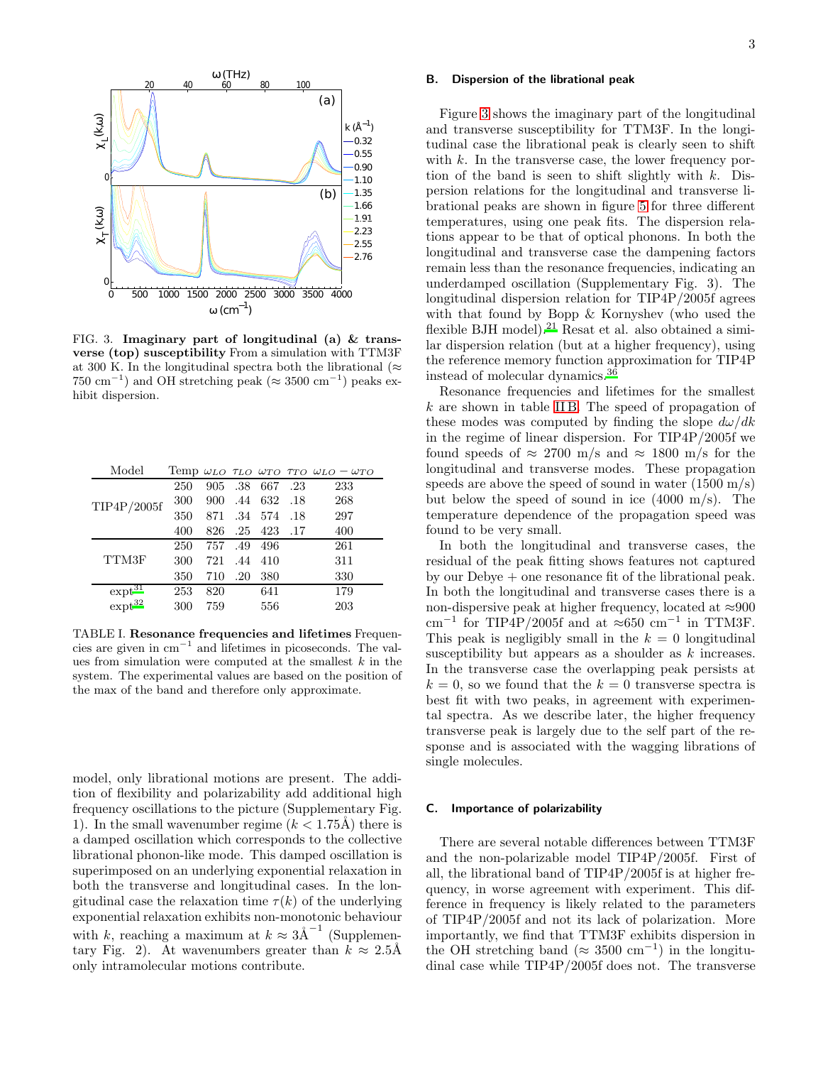FIG. 3. **Imaginary part of longitudinal (a) & transverse (top) susceptibility** From a simulation with TTM3F at 300 K. In the longitudinal spectra both the librational ($\approx$ 750 cm$^{-1}$) and OH stretching peak ($\approx$ 3500 cm$^{-1}$) peaks exhibit dispersion.

| Model | Temp | $\omega_{LO}$ | $\tau_{LO}$ | $\omega_{TO}$ | $\tau_{TO}$ | $\omega_{LO} - \omega_{TO}$ |
|---|---|---|---|---|---|---|
| TIP4P/2005f | 250 | 905 | .38 | 667 | .23 | 233 |
| | 300 | 900 | .44 | 632 | .18 | 268 |
| | 350 | 871 | .34 | 574 | .18 | 297 |
| | 400 | 826 | .25 | 423 | .17 | 400 |
| TTM3F | 250 | 757 | .49 | 496 | | 261 |
| | 300 | 721 | .44 | 410 | | 311 |
| | 350 | 710 | .20 | 380 | | 330 |
| expt[31] | 253 | 820 | | 641 | | 179 |
| expt[32] | 300 | 759 | | 556 | | 203 |

TABLE I. **Resonance frequencies and lifetimes** Frequencies are given in cm$^{-1}$ and lifetimes in picoseconds. The values from simulation were computed at the smallest $k$ in the system. The experimental values are based on the position of the max of the band and therefore only approximate.

model, only librational motions are present. The addition of flexibility and polarizability add additional high frequency oscillations to the picture (Supplementary Fig. 1). In the small wavenumber regime ($k < 1.75$Å) there is a damped oscillation which corresponds to the collective librational phonon-like mode. This damped oscillation is superimposed on an underlying exponential relaxation in both the transverse and longitudinal cases. In the longitudinal case the relaxation time $\tau(k)$ of the underlying exponential relaxation exhibits non-monotonic behaviour with $k$, reaching a maximum at $k \approx 3$Å$^{-1}$ (Supplementary Fig. 2). At wavenumbers greater than $k \approx 2.5$Å only intramolecular motions contribute.

### B. Dispersion of the librational peak

Figure 3 shows the imaginary part of the longitudinal and transverse susceptibility for TTM3F. In the longitudinal case the librational peak is clearly seen to shift with $k$. In the transverse case, the lower frequency portion of the band is seen to shift slightly with $k$. Dispersion relations for the longitudinal and transverse librational peaks are shown in figure 5 for three different temperatures, using one peak fits. The dispersion relations appear to be that of optical phonons. In both the longitudinal and transverse case the dampening factors remain less than the resonance frequencies, indicating an underdamped oscillation (Supplementary Fig. 3). The longitudinal dispersion relation for TIP4P/2005f agrees with that found by Bopp & Kornyshev (who used the flexible BJH model).[21] Resat et al. also obtained a similar dispersion relation (but at a higher frequency), using the reference memory function approximation for TIP4P instead of molecular dynamics.[36]

Resonance frequencies and lifetimes for the smallest $k$ are shown in table II B. The speed of propagation of these modes was computed by finding the slope $d\omega/dk$ in the regime of linear dispersion. For TIP4P/2005f we found speeds of $\approx$ 2700 m/s and $\approx$ 1800 m/s for the longitudinal and transverse modes. These propagation speeds are above the speed of sound in water (1500 m/s) but below the speed of sound in ice (4000 m/s). The temperature dependence of the propagation speed was found to be very small.

In both the longitudinal and transverse cases, the residual of the peak fitting shows features not captured by our Debye + one resonance fit of the librational peak. In both the longitudinal and transverse cases there is a non-dispersive peak at higher frequency, located at $\approx$900 cm$^{-1}$ for TIP4P/2005f and at $\approx$650 cm$^{-1}$ in TTM3F. This peak is negligibly small in the $k = 0$ longitudinal susceptibility but appears as a shoulder as $k$ increases. In the transverse case the overlapping peak persists at $k = 0$, so we found that the $k = 0$ transverse spectra is best fit with two peaks, in agreement with experimental spectra. As we describe later, the higher frequency transverse peak is largely due to the self part of the response and is associated with the wagging librations of single molecules.

### C. Importance of polarizability

There are several notable differences between TTM3F and the non-polarizable model TIP4P/2005f. First of all, the librational band of TIP4P/2005f is at higher frequency, in worse agreement with experiment. This difference in frequency is likely related to the parameters of TIP4P/2005f and not its lack of polarization. More importantly, we find that TTM3F exhibits dispersion in the OH stretching band ($\approx$ 3500 cm$^{-1}$) in the longitudinal case while TIP4P/2005f does not. The transverse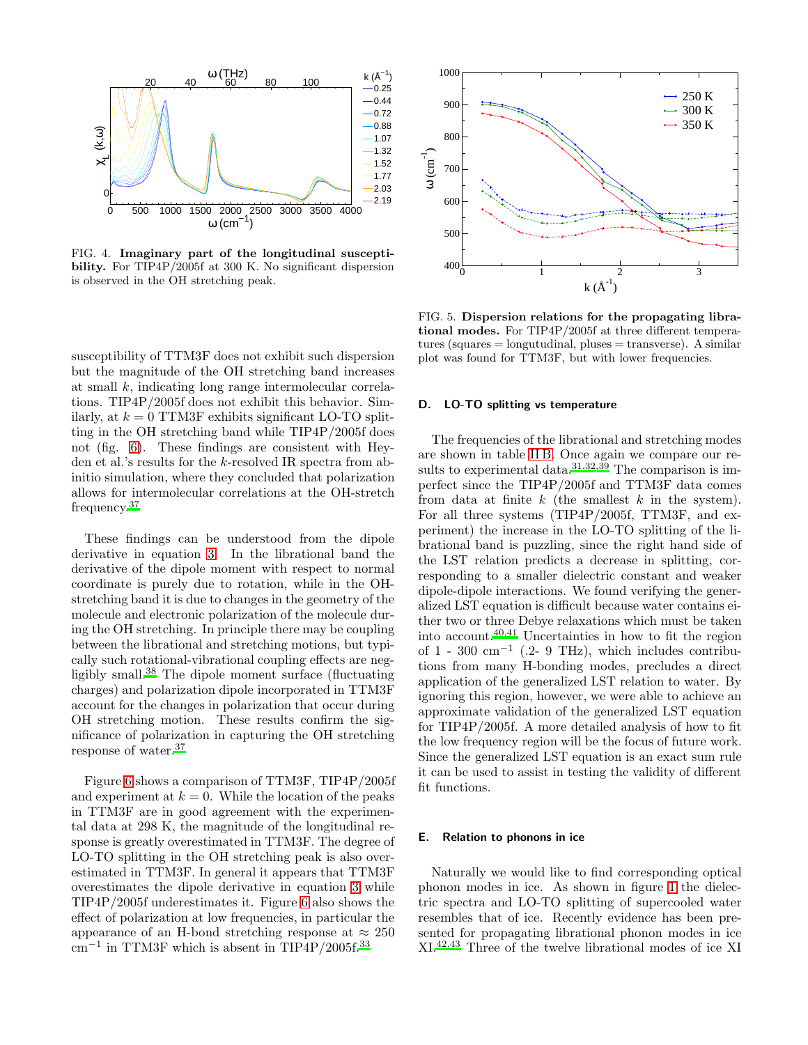FIG. 4. **Imaginary part of the longitudinal susceptibility.** For TIP4P/2005f at 300 K. No significant dispersion is observed in the OH stretching peak.

FIG. 5. **Dispersion relations for the propagating librational modes.** For TIP4P/2005f at three different temperatures (squares = longutudinal, pluses = transverse). A similar plot was found for TTM3F, but with lower frequencies.

susceptibility of TTM3F does not exhibit such dispersion but the magnitude of the OH stretching band increases at small $k$, indicating long range intermolecular correlations. TIP4P/2005f does not exhibit this behavior. Similarly, at $k = 0$ TTM3F exhibits significant LO-TO splitting in the OH stretching band while TIP4P/2005f does not (fig. 6). These findings are consistent with Heyden et al.'s results for the $k$-resolved IR spectra from abinitio simulation, where they concluded that polarization allows for intermolecular correlations at the OH-stretch frequency.[37]

These findings can be understood from the dipole derivative in equation 3. In the librational band the derivative of the dipole moment with respect to normal coordinate is purely due to rotation, while in the OH-stretching band it is due to changes in the geometry of the molecule and electronic polarization of the molecule during the OH stretching. In principle there may be coupling between the librational and stretching motions, but typically such rotational-vibrational coupling effects are negligibly small.[38] The dipole moment surface (fluctuating charges) and polarization dipole incorporated in TTM3F account for the changes in polarization that occur during OH stretching motion. These results confirm the significance of polarization in capturing the OH stretching response of water.[37]

Figure 6 shows a comparison of TTM3F, TIP4P/2005f and experiment at $k = 0$. While the location of the peaks in TTM3F are in good agreement with the experimental data at 298 K, the magnitude of the longitudinal response is greatly overestimated in TTM3F. The degree of LO-TO splitting in the OH stretching peak is also overestimated in TTM3F. In general it appears that TTM3F overestimates the dipole derivative in equation 3 while TIP4P/2005f underestimates it. Figure 6 also shows the effect of polarization at low frequencies, in particular the appearance of an H-bond stretching response at $\approx 250$ cm$^{-1}$ in TTM3F which is absent in TIP4P/2005f.[33]

### D. LO-TO splitting vs temperature

The frequencies of the librational and stretching modes are shown in table II B. Once again we compare our results to experimental data.[31,32,39] The comparison is imperfect since the TIP4P/2005f and TTM3F data comes from data at finite $k$ (the smallest $k$ in the system). For all three systems (TIP4P/2005f, TTM3F, and experiment) the increase in the LO-TO splitting of the librational band is puzzling, since the right hand side of the LST relation predicts a decrease in splitting, corresponding to a smaller dielectric constant and weaker dipole-dipole interactions. We found verifying the generalized LST equation is difficult because water contains either two or three Debye relaxations which must be taken into account.[40,41] Uncertainties in how to fit the region of 1 - 300 cm$^{-1}$ (.2- 9 THz), which includes contributions from many H-bonding modes, precludes a direct application of the generalized LST relation to water. By ignoring this region, however, we were able to achieve an approximate validation of the generalized LST equation for TIP4P/2005f. A more detailed analysis of how to fit the low frequency region will be the focus of future work. Since the generalized LST equation is an exact sum rule it can be used to assist in testing the validity of different fit functions.

### E. Relation to phonons in ice

Naturally we would like to find corresponding optical phonon modes in ice. As shown in figure 1 the dielectric spectra and LO-TO splitting of supercooled water resembles that of ice. Recently evidence has been presented for propagating librational phonon modes in ice XI.[42,43] Three of the twelve librational modes of ice XI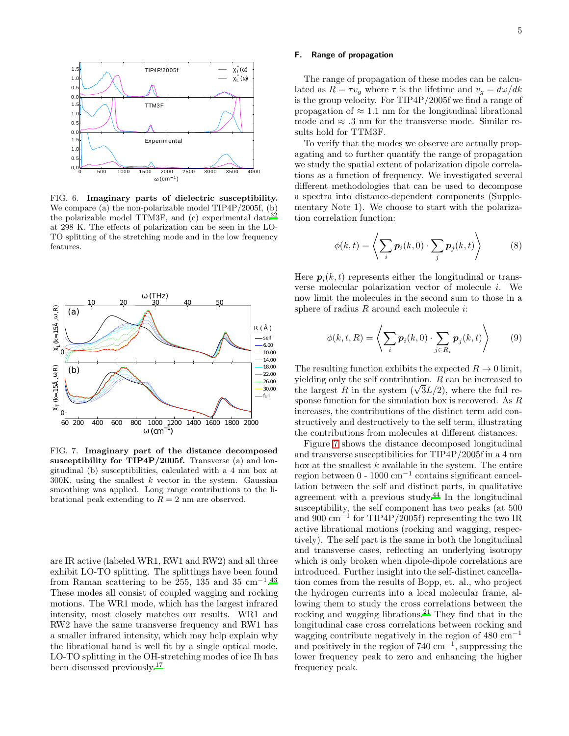FIG. 6. **Imaginary parts of dielectric susceptibility.** We compare (a) the non-polarizable model TIP4P/2005f, (b) the polarizable model TTM3F, and (c) experimental data[32] at 298 K. The effects of polarization can be seen in the LO-TO splitting of the stretching mode and in the low frequency features.

FIG. 7. **Imaginary part of the distance decomposed susceptibility for TIP4P/2005f.** Transverse (a) and longitudinal (b) susceptibilities, calculated with a 4 nm box at 300K, using the smallest $k$ vector in the system. Gaussian smoothing was applied. Long range contributions to the librational peak extending to $R = 2$ nm are observed.

are IR active (labeled WR1, RW1 and RW2) and all three exhibit LO-TO splitting. The splittings have been found from Raman scattering to be 255, 135 and 35 cm$^{-1}$.[43] These modes all consist of coupled wagging and rocking motions. The WR1 mode, which has the largest infrared intensity, most closely matches our results. WR1 and RW2 have the same transverse frequency and RW1 has a smaller infrared intensity, which may help explain why the librational band is well fit by a single optical mode. LO-TO splitting in the OH-stretching modes of ice Ih has been discussed previously.[17]

### F. Range of propagation

The range of propagation of these modes can be calculated as $R = \tau v_g$ where $\tau$ is the lifetime and $v_g = d\omega/dk$ is the group velocity. For TIP4P/2005f we find a range of propagation of $\approx 1.1$ nm for the longitudinal librational mode and $\approx .3$ nm for the transverse mode. Similar results hold for TTM3F.

To verify that the modes we observe are actually propagating and to further quantify the range of propagation we study the spatial extent of polarization dipole correlations as a function of frequency. We investigated several different methodologies that can be used to decompose a spectra into distance-dependent components (Supplementary Note 1). We choose to start with the polarization correlation function:

$$\phi(k,t) = \left\langle \sum_i \boldsymbol{p}_i(k,0) \cdot \sum_j \boldsymbol{p}_j(k,t) \right\rangle \tag{8}$$

Here $\boldsymbol{p}_i(k,t)$ represents either the longitudinal or transverse molecular polarization vector of molecule $i$. We now limit the molecules in the second sum to those in a sphere of radius $R$ around each molecule $i$:

$$\phi(k,t,R) = \left\langle \sum_i \boldsymbol{p}_i(k,0) \cdot \sum_{j \in R_i} \boldsymbol{p}_j(k,t) \right\rangle \tag{9}$$

The resulting function exhibits the expected $R \to 0$ limit, yielding only the self contribution. $R$ can be increased to the largest $R$ in the system ($\sqrt{3}L/2$), where the full response function for the simulation box is recovered. As $R$ increases, the contributions of the distinct term add constructively and destructively to the self term, illustrating the contributions from molecules at different distances.

Figure 7 shows the distance decomposed longitudinal and transverse susceptibilities for TIP4P/2005f in a 4 nm box at the smallest $k$ available in the system. The entire region between 0 - 1000 cm$^{-1}$ contains significant cancellation between the self and distinct parts, in qualitative agreement with a previous study.[44] In the longitudinal susceptibility, the self component has two peaks (at 500 and 900 cm$^{-1}$ for TIP4P/2005f) representing the two IR active librational motions (rocking and wagging, respectively). The self part is the same in both the longitudinal and transverse cases, reflecting an underlying isotropy which is only broken when dipole-dipole correlations are introduced. Further insight into the self-distinct cancellation comes from the results of Bopp, et. al., who project the hydrogen currents into a local molecular frame, allowing them to study the cross correlations between the rocking and wagging librations.[21] They find that in the longitudinal case cross correlations between rocking and wagging contribute negatively in the region of 480 cm$^{-1}$ and positively in the region of 740 cm$^{-1}$, suppressing the lower frequency peak to zero and enhancing the higher frequency peak.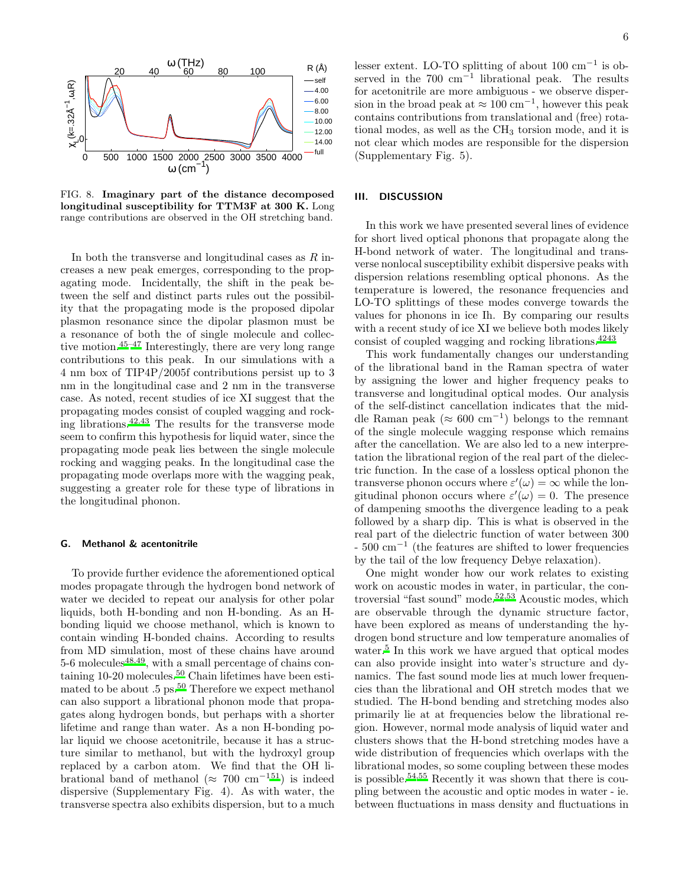FIG. 8. **Imaginary part of the distance decomposed longitudinal susceptibility for TTM3F at 300 K.** Long range contributions are observed in the OH stretching band.

In both the transverse and longitudinal cases as $R$ increases a new peak emerges, corresponding to the propagating mode. Incidentally, the shift in the peak between the self and distinct parts rules out the possibility that the propagating mode is the proposed dipolar plasmon resonance since the dipolar plasmon must be a resonance of both the of single molecule and collective motion.[45–47] Interestingly, there are very long range contributions to this peak. In our simulations with a 4 nm box of TIP4P/2005f contributions persist up to 3 nm in the longitudinal case and 2 nm in the transverse case. As noted, recent studies of ice XI suggest that the propagating modes consist of coupled wagging and rocking librations.[42,43] The results for the transverse mode seem to confirm this hypothesis for liquid water, since the propagating mode peak lies between the single molecule rocking and wagging peaks. In the longitudinal case the propagating mode overlaps more with the wagging peak, suggesting a greater role for these type of librations in the longitudinal phonon.

### G. Methanol & acentonitrile

To provide further evidence the aforementioned optical modes propagate through the hydrogen bond network of water we decided to repeat our analysis for other polar liquids, both H-bonding and non H-bonding. As an H-bonding liquid we choose methanol, which is known to contain winding H-bonded chains. According to results from MD simulation, most of these chains have around 5-6 molecules[48,49], with a small percentage of chains containing 10-20 molecules.[50] Chain lifetimes have been estimated to be about .5 ps.[50] Therefore we expect methanol can also support a librational phonon mode that propagates along hydrogen bonds, but perhaps with a shorter lifetime and range than water. As a non H-bonding polar liquid we choose acetonitrile, because it has a structure similar to methanol, but with the hydroxyl group replaced by a carbon atom. We find that the OH librational band of methanol ($\approx$ 700 cm$^{-1}$[51]) is indeed dispersive (Supplementary Fig. 4). As with water, the transverse spectra also exhibits dispersion, but to a much lesser extent. LO-TO splitting of about 100 cm$^{-1}$ is observed in the 700 cm$^{-1}$ librational peak. The results for acetonitrile are more ambiguous - we observe dispersion in the broad peak at $\approx$ 100 cm$^{-1}$, however this peak contains contributions from translational and (free) rotational modes, as well as the $CH_3$ torsion mode, and it is not clear which modes are responsible for the dispersion (Supplementary Fig. 5).

## III. DISCUSSION

In this work we have presented several lines of evidence for short lived optical phonons that propagate along the H-bond network of water. The longitudinal and transverse nonlocal susceptibility exhibit dispersive peaks with dispersion relations resembling optical phonons. As the temperature is lowered, the resonance frequencies and LO-TO splittings of these modes converge towards the values for phonons in ice Ih. By comparing our results with a recent study of ice XI we believe both modes likely consist of coupled wagging and rocking librations.[42,43]

This work fundamentally changes our understanding of the librational band in the Raman spectra of water by assigning the lower and higher frequency peaks to transverse and longitudinal optical modes. Our analysis of the self-distinct cancellation indicates that the middle Raman peak ($\approx$ 600 cm$^{-1}$) belongs to the remnant of the single molecule wagging response which remains after the cancellation. We are also led to a new interpretation the librational region of the real part of the dielectric function. In the case of a lossless optical phonon the transverse phonon occurs where $\varepsilon'(\omega) = \infty$ while the longitudinal phonon occurs where $\varepsilon'(\omega) = 0$. The presence of dampening smooths the divergence leading to a peak followed by a sharp dip. This is what is observed in the real part of the dielectric function of water between 300 - 500 cm$^{-1}$ (the features are shifted to lower frequencies by the tail of the low frequency Debye relaxation).

One might wonder how our work relates to existing work on acoustic modes in water, in particular, the controversial "fast sound" mode.[52,53] Acoustic modes, which are observable through the dynamic structure factor, have been explored as means of understanding the hydrogen bond structure and low temperature anomalies of water.[5] In this work we have argued that optical modes can also provide insight into water's structure and dynamics. The fast sound mode lies at much lower frequencies than the librational and OH stretch modes that we studied. The H-bond bending and stretching modes also primarily lie at at frequencies below the librational region. However, normal mode analysis of liquid water and clusters shows that the H-bond stretching modes have a wide distribution of frequencies which overlaps with the librational modes, so some coupling between these modes is possible.[54,55] Recently it was shown that there is coupling between the acoustic and optic modes in water - ie. between fluctuations in mass density and fluctuations in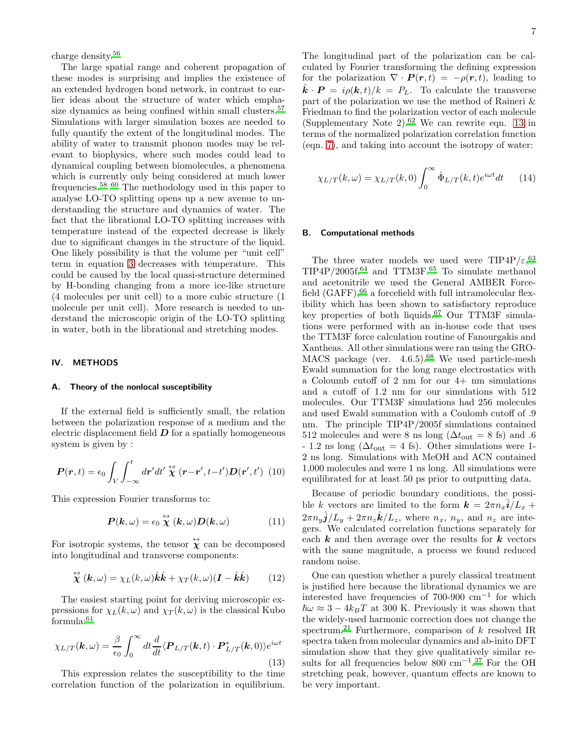charge density.[56]

The large spatial range and coherent propagation of these modes is surprising and implies the existence of an extended hydrogen bond network, in contrast to earlier ideas about the structure of water which emphasize dynamics as being confined within small clusters.[57] Simulations with larger simulation boxes are needed to fully quantify the extent of the longitudinal modes. The ability of water to transmit phonon modes may be relevant to biophysics, where such modes could lead to dynamical coupling between biomolecules, a phenomena which is currently only being considered at much lower frequencies.[58–60] The methodology used in this paper to analyse LO-TO splitting opens up a new avenue to understanding the structure and dynamics of water. The fact that the librational LO-TO splitting increases with temperature instead of the expected decrease is likely due to significant changes in the structure of the liquid. One likely possibility is that the volume per "unit cell" term in equation 3 decreases with temperature. This could be caused by the local quasi-structure determined by H-bonding changing from a more ice-like structure (4 molecules per unit cell) to a more cubic structure (1 molecule per unit cell). More research is needed to understand the microscopic origin of the LO-TO splitting in water, both in the librational and stretching modes.

## IV. METHODS

### A. Theory of the nonlocal susceptibility

If the external field is sufficiently small, the relation between the polarization response of a medium and the electric displacement field $\boldsymbol{D}$ for a spatially homogeneous system is given by :

$$\boldsymbol{P}(\boldsymbol{r},t) = \epsilon_0 \int_V \int_{-\infty}^{t} d\boldsymbol{r}' dt' \overleftrightarrow{\chi}(\boldsymbol{r}-\boldsymbol{r}', t-t')\boldsymbol{D}(\boldsymbol{r}', t') \quad (10)$$

This expression Fourier transforms to:

$$\boldsymbol{P}(\boldsymbol{k},\omega) = \epsilon_0 \overleftrightarrow{\chi}(\boldsymbol{k},\omega)\boldsymbol{D}(\boldsymbol{k},\omega) \quad (11)$$

For isotropic systems, the tensor $\overleftrightarrow{\chi}$ can be decomposed into longitudinal and transverse components:

$$\overleftrightarrow{\chi}(\boldsymbol{k},\omega) = \chi_L(k,\omega)\hat{\boldsymbol{k}}\hat{\boldsymbol{k}} + \chi_T(k,\omega)(\boldsymbol{I} - \hat{\boldsymbol{k}}\hat{\boldsymbol{k}}) \quad (12)$$

The easiest starting point for deriving microscopic expressions for $\chi_L(k,\omega)$ and $\chi_T(k,\omega)$ is the classical Kubo formula:[61]

$$\chi_{L/T}(\boldsymbol{k},\omega) = \frac{\beta}{\epsilon_0}\int_0^{\infty} dt \frac{d}{dt}\langle \boldsymbol{P}_{L/T}(\boldsymbol{k},t)\cdot\boldsymbol{P}^*_{L/T}(\boldsymbol{k},0)\rangle e^{i\omega t} \quad (13)$$

This expression relates the susceptibility to the time correlation function of the polarization in equilibrium. The longitudinal part of the polarization can be calculated by Fourier transforming the defining expression for the polarization $\nabla\cdot\boldsymbol{P}(\boldsymbol{r},t) = -\rho(\boldsymbol{r},t)$, leading to $\hat{\boldsymbol{k}}\cdot\boldsymbol{P} = i\rho(\boldsymbol{k},t)/k = P_L$. To calculate the transverse part of the polarization we use the method of Raineri & Friedman to find the polarization vector of each molecule (Supplementary Note 2).[62] We can rewrite eqn. 13 in terms of the normalized polarization correlation function (eqn. 7), and taking into account the isotropy of water:

$$\chi_{L/T}(k,\omega) = \chi_{L/T}(k,0)\int_0^{\infty}\dot{\Phi}_{L/T}(k,t)e^{i\omega t}dt \quad (14)$$

### B. Computational methods

The three water models we used were TIP4P/$\varepsilon$,[63] TIP4P/2005f,[64] and TTM3F.[65] To simulate methanol and acetonitrile we used the General AMBER Forcefield (GAFF),[66] a forcefield with full intramolecular flexibility which has been shown to satisfactory reproduce key properties of both liquids.[67] Our TTM3F simulations were performed with an in-house code that uses the TTM3F force calculation routine of Fanourgakis and Xantheas. All other simulations were ran using the GROMACS package (ver. 4.6.5).[68] We used particle-mesh Ewald summation for the long range electrostatics with a Coloumb cutoff of 2 nm for our 4+ nm simulations and a cutoff of 1.2 nm for our simulations with 512 molecules. Our TTM3F simulations had 256 molecules and used Ewald summation with a Coulomb cutoff of .9 nm. The principle TIP4P/2005f simulations contained 512 molecules and were 8 ns long ($\Delta t_{\text{out}}$ = 8 fs) and .6 - 1.2 ns long ($\Delta t_{\text{out}}$ = 4 fs). Other simulations were 1-2 ns long. Simulations with MeOH and ACN contained 1,000 molecules and were 1 ns long. All simulations were equilibrated for at least 50 ps prior to outputting data.

Because of periodic boundary conditions, the possible $k$ vectors are limited to the form $\boldsymbol{k} = 2\pi n_x\hat{\boldsymbol{i}}/L_x + 2\pi n_y\hat{\boldsymbol{j}}/L_y + 2\pi n_z\hat{\boldsymbol{k}}/L_z$, where $n_x$, $n_y$, and $n_z$ are integers. We calculated correlation functions separately for each $\boldsymbol{k}$ and then average over the results for $\boldsymbol{k}$ vectors with the same magnitude, a process we found reduced random noise.

One can question whether a purely classical treatment is justified here because the librational dynamics we are interested have frequencies of 700-900 cm$^{-1}$ for which $\hbar\omega \approx 3-4k_BT$ at 300 K. Previously it was shown that the widely-used harmonic correction does not change the spectrum.[21] Furthermore, comparison of $k$ resolved IR spectra taken from molecular dynamics and ab-inito DFT simulation show that they give qualitatively similar results for all frequencies below 800 cm$^{-1}$.[37] For the OH stretching peak, however, quantum effects are known to be very important.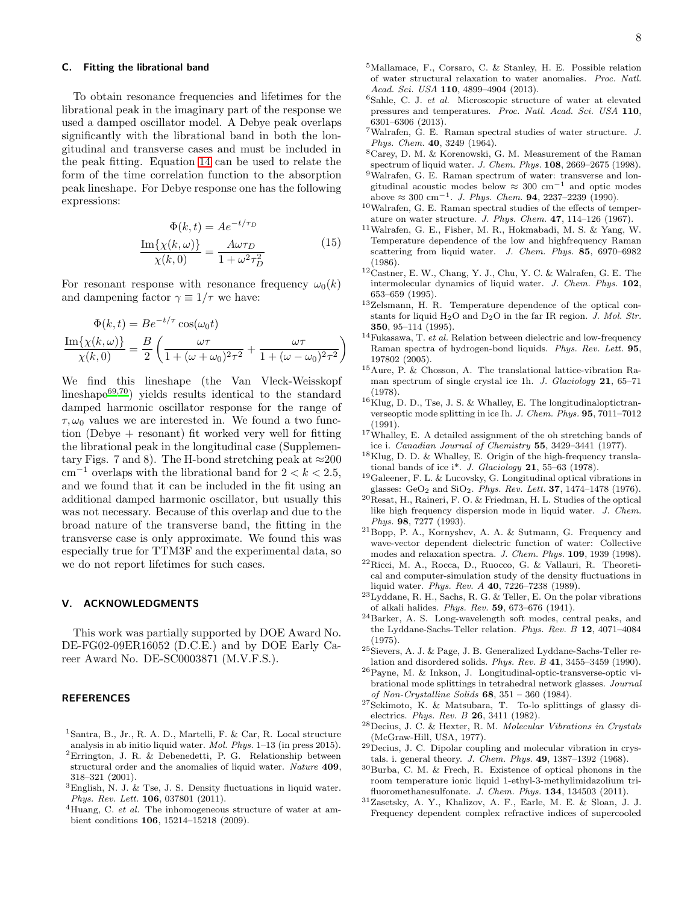### C. Fitting the librational band

To obtain resonance frequencies and lifetimes for the librational peak in the imaginary part of the response we used a damped oscillator model. A Debye peak overlaps significantly with the librational band in both the longitudinal and transverse cases and must be included in the peak fitting. Equation 14 can be used to relate the form of the time correlation function to the absorption peak lineshape. For Debye response one has the following expressions:

$$\begin{aligned} \Phi(k,t) &= Ae^{-t/\tau_D} \\ \frac{\text{Im}\{\chi(k,\omega)\}}{\chi(k,0)} &= \frac{A\omega\tau_D}{1+\omega^2\tau_D^2} \end{aligned} \tag{15}$$

For resonant response with resonance frequency $\omega_0(k)$ and dampening factor $\gamma \equiv 1/\tau$ we have:

$$\begin{aligned} \Phi(k,t) &= Be^{-t/\tau}\cos(\omega_0 t) \\ \frac{\text{Im}\{\chi(k,\omega)\}}{\chi(k,0)} &= \frac{B}{2}\left(\frac{\omega\tau}{1+(\omega+\omega_0)^2\tau^2} + \frac{\omega\tau}{1+(\omega-\omega_0)^2\tau^2}\right) \end{aligned}$$

We find this lineshape (the Van Vleck-Weisskopf lineshape[69,70]) yields results identical to the standard damped harmonic oscillator response for the range of $\tau, \omega_0$ values we are interested in. We found a two function (Debye + resonant) fit worked very well for fitting the librational peak in the longitudinal case (Supplementary Figs. 7 and 8). The H-bond stretching peak at $\approx$200 cm$^{-1}$ overlaps with the librational band for $2 < k < 2.5$, and we found that it can be included in the fit using an additional damped harmonic oscillator, but usually this was not necessary. Because of this overlap and due to the broad nature of the transverse band, the fitting in the transverse case is only approximate. We found this was especially true for TTM3F and the experimental data, so we do not report lifetimes for such cases.

## V. ACKNOWLEDGMENTS

This work was partially supported by DOE Award No. DE-FG02-09ER16052 (D.C.E.) and by DOE Early Career Award No. DE-SC0003871 (M.V.F.S.).

## REFERENCES

[1] Santra, B., Jr., R. A. D., Martelli, F. & Car, R. Local structure analysis in ab initio liquid water. *Mol. Phys.* 1–13 (in press 2015).

[2] Errington, J. R. & Debenedetti, P. G. Relationship between structural order and the anomalies of liquid water. *Nature* **409**, 318–321 (2001).

[3] English, N. J. & Tse, J. S. Density fluctuations in liquid water. *Phys. Rev. Lett.* **106**, 037801 (2011).

[4] Huang, C. *et al.* The inhomogeneous structure of water at ambient conditions **106**, 15214–15218 (2009).

[5] Mallamace, F., Corsaro, C. & Stanley, H. E. Possible relation of water structural relaxation to water anomalies. *Proc. Natl. Acad. Sci. USA* **110**, 4899–4904 (2013).

[6] Sahle, C. J. *et al.* Microscopic structure of water at elevated pressures and temperatures. *Proc. Natl. Acad. Sci. USA* **110**, 6301–6306 (2013).

[7] Walrafen, G. E. Raman spectral studies of water structure. *J. Phys. Chem.* **40**, 3249 (1964).

[8] Carey, D. M. & Korenowski, G. M. Measurement of the Raman spectrum of liquid water. *J. Chem. Phys.* **108**, 2669–2675 (1998).

[9] Walrafen, G. E. Raman spectrum of water: transverse and longitudinal acoustic modes below $\approx$ 300 cm$^{-1}$ and optic modes above $\approx$ 300 cm$^{-1}$. *J. Phys. Chem.* **94**, 2237–2239 (1990).

[10] Walrafen, G. E. Raman spectral studies of the effects of temperature on water structure. *J. Phys. Chem.* **47**, 114–126 (1967).

[11] Walrafen, G. E., Fisher, M. R., Hokmabadi, M. S. & Yang, W. Temperature dependence of the low and highfrequency Raman scattering from liquid water. *J. Chem. Phys.* **85**, 6970–6982 (1986).

[12] Castner, E. W., Chang, Y. J., Chu, Y. C. & Walrafen, G. E. The intermolecular dynamics of liquid water. *J. Chem. Phys.* **102**, 653–659 (1995).

[13] Zelsmann, H. R. Temperature dependence of the optical constants for liquid $H_2O$ and $D_2O$ in the far IR region. *J. Mol. Str.* **350**, 95–114 (1995).

[14] Fukasawa, T. *et al.* Relation between dielectric and low-frequency Raman spectra of hydrogen-bond liquids. *Phys. Rev. Lett.* **95**, 197802 (2005).

[15] Aure, P. & Chosson, A. The translational lattice-vibration Raman spectrum of single crystal ice 1h. *J. Glaciology* **21**, 65–71 (1978).

[16] Klug, D. D., Tse, J. S. & Whalley, E. The longitudinaloptictranverseoptic mode splitting in ice Ih. *J. Chem. Phys.* **95**, 7011–7012 (1991).

[17] Whalley, E. A detailed assignment of the oh stretching bands of ice i. *Canadian Journal of Chemistry* **55**, 3429–3441 (1977).

[18] Klug, D. D. & Whalley, E. Origin of the high-frequency translational bands of ice i*. *J. Glaciology* **21**, 55–63 (1978).

[19] Galeener, F. L. & Lucovsky, G. Longitudinal optical vibrations in glasses: $GeO_2$ and $SiO_2$. *Phys. Rev. Lett.* **37**, 1474–1478 (1976).

[20] Resat, H., Raineri, F. O. & Friedman, H. L. Studies of the optical like high frequency dispersion mode in liquid water. *J. Chem. Phys.* **98**, 7277 (1993).

[21] Bopp, P. A., Kornyshev, A. A. & Sutmann, G. Frequency and wave-vector dependent dielectric function of water: Collective modes and relaxation spectra. *J. Chem. Phys.* **109**, 1939 (1998).

[22] Ricci, M. A., Rocca, D., Ruocco, G. & Vallauri, R. Theoretical and computer-simulation study of the density fluctuations in liquid water. *Phys. Rev. A* **40**, 7226–7238 (1989).

[23] Lyddane, R. H., Sachs, R. G. & Teller, E. On the polar vibrations of alkali halides. *Phys. Rev.* **59**, 673–676 (1941).

[24] Barker, A. S. Long-wavelength soft modes, central peaks, and the Lyddane-Sachs-Teller relation. *Phys. Rev. B* **12**, 4071–4084 (1975).

[25] Sievers, A. J. & Page, J. B. Generalized Lyddane-Sachs-Teller relation and disordered solids. *Phys. Rev. B* **41**, 3455–3459 (1990).

[26] Payne, M. & Inkson, J. Longitudinal-optic-transverse-optic vibrational mode splittings in tetrahedral network glasses. *Journal of Non-Crystalline Solids* **68**, 351 – 360 (1984).

[27] Sekimoto, K. & Matsubara, T. To-lo splittings of glassy dielectrics. *Phys. Rev. B* **26**, 3411 (1982).

[28] Decius, J. C. & Hexter, R. M. *Molecular Vibrations in Crystals* (McGraw-Hill, USA, 1977).

[29] Decius, J. C. Dipolar coupling and molecular vibration in crystals. i. general theory. *J. Chem. Phys.* **49**, 1387–1392 (1968).

[30] Burba, C. M. & Frech, R. Existence of optical phonons in the room temperature ionic liquid 1-ethyl-3-methylimidazolium trifluoromethanesulfonate. *J. Chem. Phys.* **134**, 134503 (2011).

[31] Zasetsky, A. Y., Khalizov, A. F., Earle, M. E. & Sloan, J. J. Frequency dependent complex refractive indices of supercooled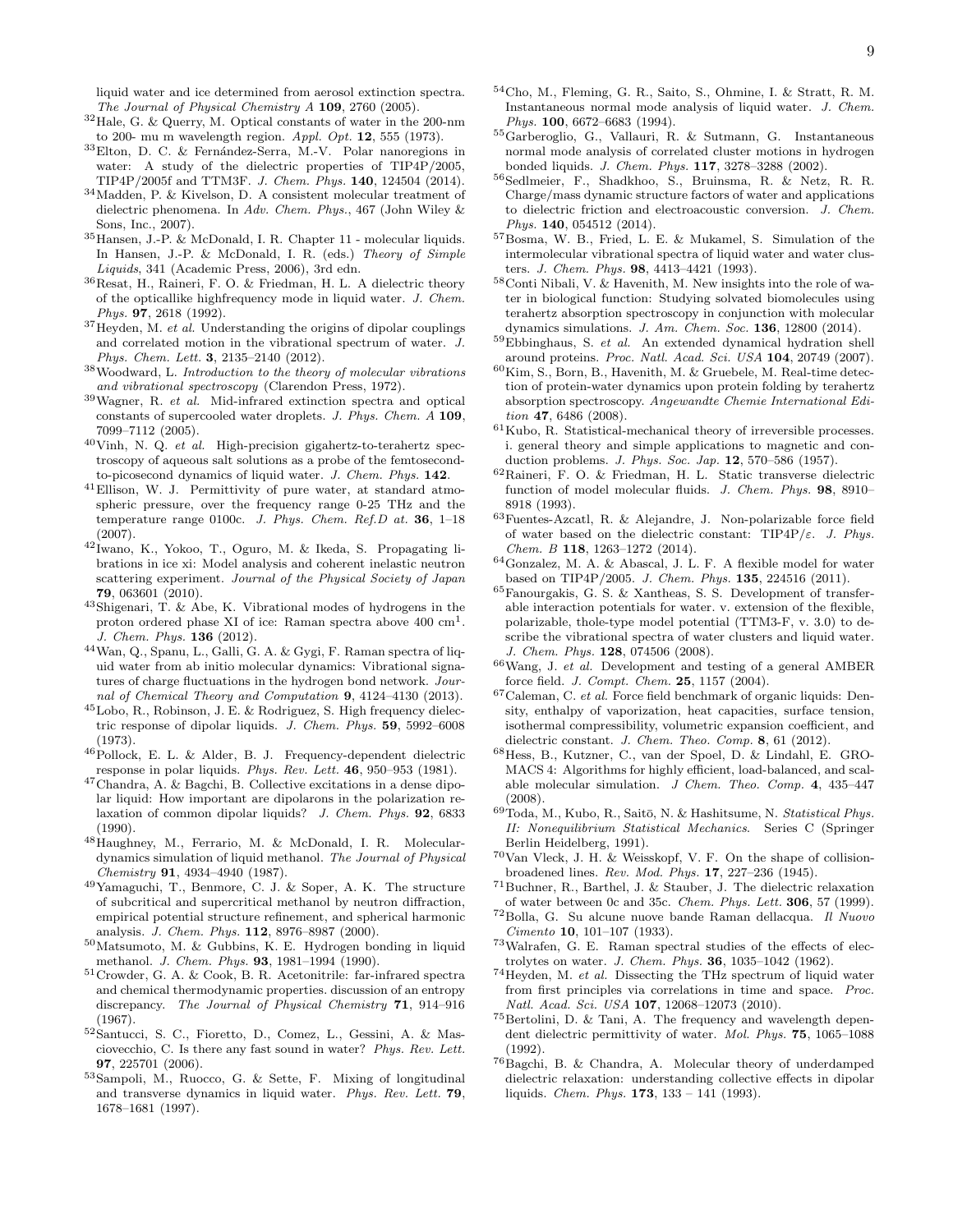liquid water and ice determined from aerosol extinction spectra. *The Journal of Physical Chemistry A* **109**, 2760 (2005).

[32] Hale, G. & Querry, M. Optical constants of water in the 200-nm to 200- mu m wavelength region. *Appl. Opt.* **12**, 555 (1973).

[33] Elton, D. C. & Fernández-Serra, M.-V. Polar nanoregions in water: A study of the dielectric properties of TIP4P/2005, TIP4P/2005f and TTM3F. *J. Chem. Phys.* **140**, 124504 (2014).

[34] Madden, P. & Kivelson, D. A consistent molecular treatment of dielectric phenomena. In *Adv. Chem. Phys.*, 467 (John Wiley & Sons, Inc., 2007).

[35] Hansen, J.-P. & McDonald, I. R. Chapter 11 - molecular liquids. In Hansen, J.-P. & McDonald, I. R. (eds.) *Theory of Simple Liquids*, 341 (Academic Press, 2006), 3rd edn.

[36] Resat, H., Raineri, F. O. & Friedman, H. L. A dielectric theory of the opticallike highfrequency mode in liquid water. *J. Chem. Phys.* **97**, 2618 (1992).

[37] Heyden, M. *et al.* Understanding the origins of dipolar couplings and correlated motion in the vibrational spectrum of water. *J. Phys. Chem. Lett.* **3**, 2135–2140 (2012).

[38] Woodward, L. *Introduction to the theory of molecular vibrations and vibrational spectroscopy* (Clarendon Press, 1972).

[39] Wagner, R. *et al.* Mid-infrared extinction spectra and optical constants of supercooled water droplets. *J. Phys. Chem. A* **109**, 7099–7112 (2005).

[40] Vinh, N. Q. *et al.* High-precision gigahertz-to-terahertz spectroscopy of aqueous salt solutions as a probe of the femtosecond-to-picosecond dynamics of liquid water. *J. Chem. Phys.* **142**.

[41] Ellison, W. J. Permittivity of pure water, at standard atmospheric pressure, over the frequency range 0-25 THz and the temperature range 0100c. *J. Phys. Chem. Ref.D at.* **36**, 1–18 (2007).

[42] Iwano, K., Yokoo, T., Oguro, M. & Ikeda, S. Propagating librations in ice xi: Model analysis and coherent inelastic neutron scattering experiment. *Journal of the Physical Society of Japan* **79**, 063601 (2010).

[43] Shigenari, T. & Abe, K. Vibrational modes of hydrogens in the proton ordered phase XI of ice: Raman spectra above 400 $cm^1$. *J. Chem. Phys.* **136** (2012).

[44] Wan, Q., Spanu, L., Galli, G. A. & Gygi, F. Raman spectra of liquid water from ab initio molecular dynamics: Vibrational signatures of charge fluctuations in the hydrogen bond network. *Journal of Chemical Theory and Computation* **9**, 4124–4130 (2013).

[45] Lobo, R., Robinson, J. E. & Rodriguez, S. High frequency dielectric response of dipolar liquids. *J. Chem. Phys.* **59**, 5992–6008 (1973).

[46] Pollock, E. L. & Alder, B. J. Frequency-dependent dielectric response in polar liquids. *Phys. Rev. Lett.* **46**, 950–953 (1981).

[47] Chandra, A. & Bagchi, B. Collective excitations in a dense dipolar liquid: How important are dipolarons in the polarization relaxation of common dipolar liquids? *J. Chem. Phys.* **92**, 6833 (1990).

[48] Haughney, M., Ferrario, M. & McDonald, I. R. Molecular-dynamics simulation of liquid methanol. *The Journal of Physical Chemistry* **91**, 4934–4940 (1987).

[49] Yamaguchi, T., Benmore, C. J. & Soper, A. K. The structure of subcritical and supercritical methanol by neutron diffraction, empirical potential structure refinement, and spherical harmonic analysis. *J. Chem. Phys.* **112**, 8976–8987 (2000).

[50] Matsumoto, M. & Gubbins, K. E. Hydrogen bonding in liquid methanol. *J. Chem. Phys.* **93**, 1981–1994 (1990).

[51] Crowder, G. A. & Cook, B. R. Acetonitrile: far-infrared spectra and chemical thermodynamic properties. discussion of an entropy discrepancy. *The Journal of Physical Chemistry* **71**, 914–916 (1967).

[52] Santucci, S. C., Fioretto, D., Comez, L., Gessini, A. & Masciovecchio, C. Is there any fast sound in water? *Phys. Rev. Lett.* **97**, 225701 (2006).

[53] Sampoli, M., Ruocco, G. & Sette, F. Mixing of longitudinal and transverse dynamics in liquid water. *Phys. Rev. Lett.* **79**, 1678–1681 (1997).

[54] Cho, M., Fleming, G. R., Saito, S., Ohmine, I. & Stratt, R. M. Instantaneous normal mode analysis of liquid water. *J. Chem. Phys.* **100**, 6672–6683 (1994).

[55] Garberoglio, G., Vallauri, R. & Sutmann, G. Instantaneous normal mode analysis of correlated cluster motions in hydrogen bonded liquids. *J. Chem. Phys.* **117**, 3278–3288 (2002).

[56] Sedlmeier, F., Shadkhoo, S., Bruinsma, R. & Netz, R. R. Charge/mass dynamic structure factors of water and applications to dielectric friction and electroacoustic conversion. *J. Chem. Phys.* **140**, 054512 (2014).

[57] Bosma, W. B., Fried, L. E. & Mukamel, S. Simulation of the intermolecular vibrational spectra of liquid water and water clusters. *J. Chem. Phys.* **98**, 4413–4421 (1993).

[58] Conti Nibali, V. & Havenith, M. New insights into the role of water in biological function: Studying solvated biomolecules using terahertz absorption spectroscopy in conjunction with molecular dynamics simulations. *J. Am. Chem. Soc.* **136**, 12800 (2014).

[59] Ebbinghaus, S. *et al.* An extended dynamical hydration shell around proteins. *Proc. Natl. Acad. Sci. USA* **104**, 20749 (2007).

[60] Kim, S., Born, B., Havenith, M. & Gruebele, M. Real-time detection of protein-water dynamics upon protein folding by terahertz absorption spectroscopy. *Angewandte Chemie International Edition* **47**, 6486 (2008).

[61] Kubo, R. Statistical-mechanical theory of irreversible processes. i. general theory and simple applications to magnetic and conduction problems. *J. Phys. Soc. Jap.* **12**, 570–586 (1957).

[62] Raineri, F. O. & Friedman, H. L. Static transverse dielectric function of model molecular fluids. *J. Chem. Phys.* **98**, 8910–8918 (1993).

[63] Fuentes-Azcatl, R. & Alejandre, J. Non-polarizable force field of water based on the dielectric constant: TIP4P/$\varepsilon$. *J. Phys. Chem. B* **118**, 1263–1272 (2014).

[64] Gonzalez, M. A. & Abascal, J. L. F. A flexible model for water based on TIP4P/2005. *J. Chem. Phys.* **135**, 224516 (2011).

[65] Fanourgakis, G. S. & Xantheas, S. S. Development of transferable interaction potentials for water. v. extension of the flexible, polarizable, thole-type model potential (TTM3-F, v. 3.0) to describe the vibrational spectra of water clusters and liquid water. *J. Chem. Phys.* **128**, 074506 (2008).

[66] Wang, J. *et al.* Development and testing of a general AMBER force field. *J. Compt. Chem.* **25**, 1157 (2004).

[67] Caleman, C. *et al.* Force field benchmark of organic liquids: Density, enthalpy of vaporization, heat capacities, surface tension, isothermal compressibility, volumetric expansion coefficient, and dielectric constant. *J. Chem. Theo. Comp.* **8**, 61 (2012).

[68] Hess, B., Kutzner, C., van der Spoel, D. & Lindahl, E. GROMACS 4: Algorithms for highly efficient, load-balanced, and scalable molecular simulation. *J Chem. Theo. Comp.* **4**, 435–447 (2008).

[69] Toda, M., Kubo, R., Saitō, N. & Hashitsume, N. *Statistical Phys. II: Nonequilibrium Statistical Mechanics*. Series C (Springer Berlin Heidelberg, 1991).

[70] Van Vleck, J. H. & Weisskopf, V. F. On the shape of collision-broadened lines. *Rev. Mod. Phys.* **17**, 227–236 (1945).

[71] Buchner, R., Barthel, J. & Stauber, J. The dielectric relaxation of water between 0c and 35c. *Chem. Phys. Lett.* **306**, 57 (1999).

[72] Bolla, G. Su alcune nuove bande Raman dellacqua. *Il Nuovo Cimento* **10**, 101–107 (1933).

[73] Walrafen, G. E. Raman spectral studies of the effects of electrolytes on water. *J. Chem. Phys.* **36**, 1035–1042 (1962).

[74] Heyden, M. *et al.* Dissecting the THz spectrum of liquid water from first principles via correlations in time and space. *Proc. Natl. Acad. Sci. USA* **107**, 12068–12073 (2010).

[75] Bertolini, D. & Tani, A. The frequency and wavelength dependent dielectric permittivity of water. *Mol. Phys.* **75**, 1065–1088 (1992).

[76] Bagchi, B. & Chandra, A. Molecular theory of underdamped dielectric relaxation: understanding collective effects in dipolar liquids. *Chem. Phys.* **173**, 133 – 141 (1993).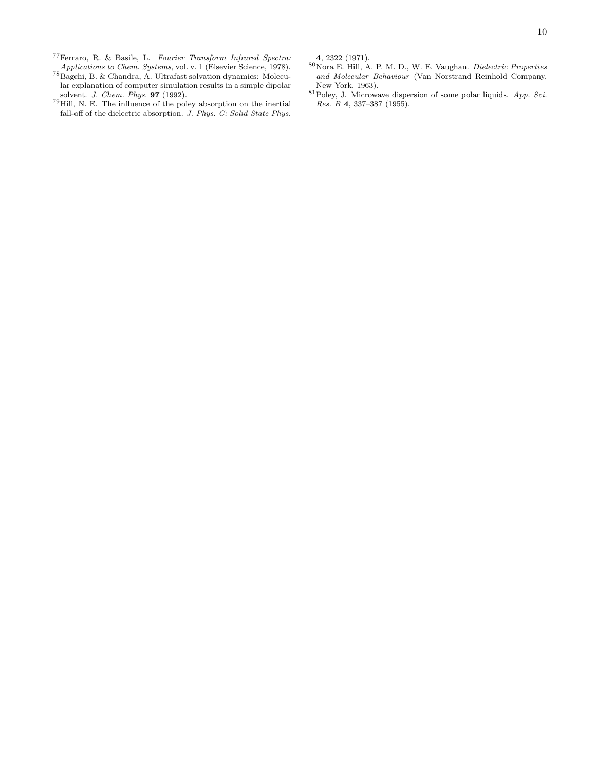[77] Ferraro, R. & Basile, L. *Fourier Transform Infrared Spectra: Applications to Chem. Systems*, vol. v. 1 (Elsevier Science, 1978).

[78] Bagchi, B. & Chandra, A. Ultrafast solvation dynamics: Molecular explanation of computer simulation results in a simple dipolar solvent. *J. Chem. Phys.* **97** (1992).

[79] Hill, N. E. The influence of the poley absorption on the inertial fall-off of the dielectric absorption. *J. Phys. C: Solid State Phys.* **4**, 2322 (1971).

[80] Nora E. Hill, A. P. M. D., W. E. Vaughan. *Dielectric Properties and Molecular Behaviour* (Van Norstrand Reinhold Company, New York, 1963).

[81] Poley, J. Microwave dispersion of some polar liquids. *App. Sci. Res. B* **4**, 337–387 (1955).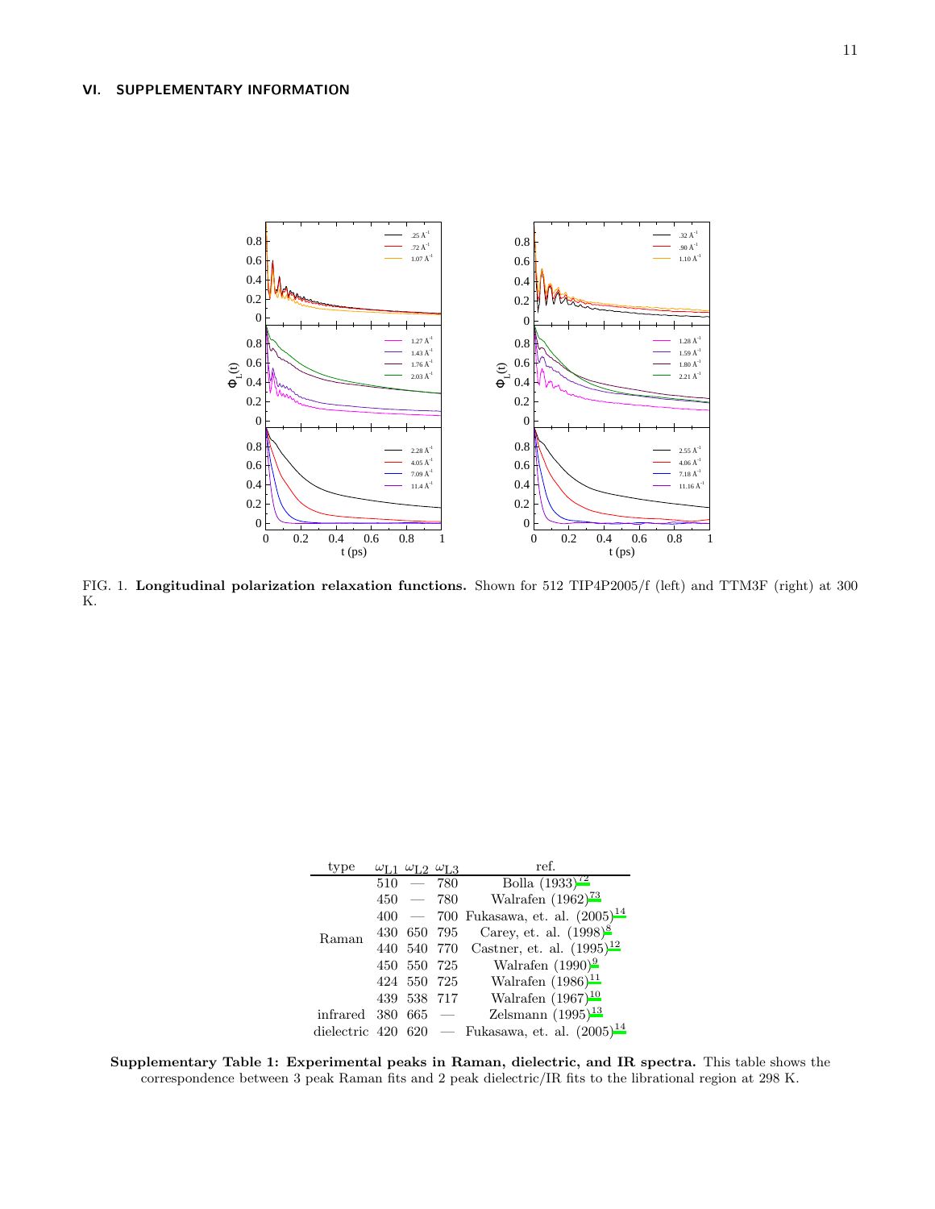## VI. SUPPLEMENTARY INFORMATION

FIG. 1. **Longitudinal polarization relaxation functions.** Shown for 512 TIP4P2005/f (left) and TTM3F (right) at 300 K.

| type | $\omega_{L1}$ | $\omega_{L2}$ | $\omega_{L3}$ | ref. |
|---|---|---|---|---|
| Raman | 510 | — | 780 | Bolla (1933)[72] |
| | 450 | — | 780 | Walrafen (1962)[73] |
| | 400 | — | 700 | Fukasawa, et. al. (2005)[14] |
| | 430 | 650 | 795 | Carey, et. al. (1998)[8] |
| | 440 | 540 | 770 | Castner, et. al. (1995)[12] |
| | 450 | 550 | 725 | Walrafen (1990)[9] |
| | 424 | 550 | 725 | Walrafen (1986)[11] |
| | 439 | 538 | 717 | Walrafen (1967)[10] |
| infrared | 380 | 665 | — | Zelsmann (1995)[13] |
| dielectric | 420 | 620 | — | Fukasawa, et. al. (2005)[14] |

**Supplementary Table 1: Experimental peaks in Raman, dielectric, and IR spectra.** This table shows the correspondence between 3 peak Raman fits and 2 peak dielectric/IR fits to the librational region at 298 K.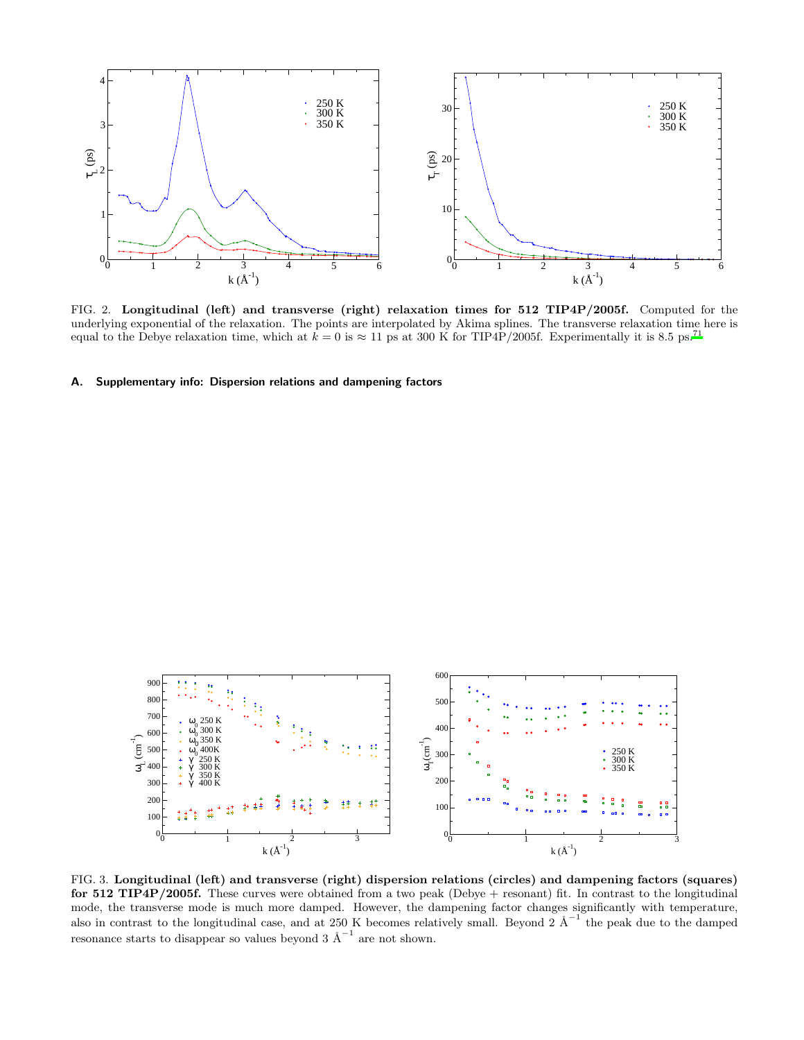FIG. 2. **Longitudinal (left) and transverse (right) relaxation times for 512 TIP4P/2005f.** Computed for the underlying exponential of the relaxation. The points are interpolated by Akima splines. The transverse relaxation time here is equal to the Debye relaxation time, which at $k = 0$ is $\approx 11$ ps at 300 K for TIP4P/2005f. Experimentally it is 8.5 ps.[71]

### A. Supplementary info: Dispersion relations and dampening factors

FIG. 3. **Longitudinal (left) and transverse (right) dispersion relations (circles) and dampening factors (squares) for 512 TIP4P/2005f.** These curves were obtained from a two peak (Debye + resonant) fit. In contrast to the longitudinal mode, the transverse mode is much more damped. However, the dampening factor changes significantly with temperature, also in contrast to the longitudinal case, and at 250 K becomes relatively small. Beyond 2 $\text{Å}^{-1}$ the peak due to the damped resonance starts to disappear so values beyond 3 $\text{Å}^{-1}$ are not shown.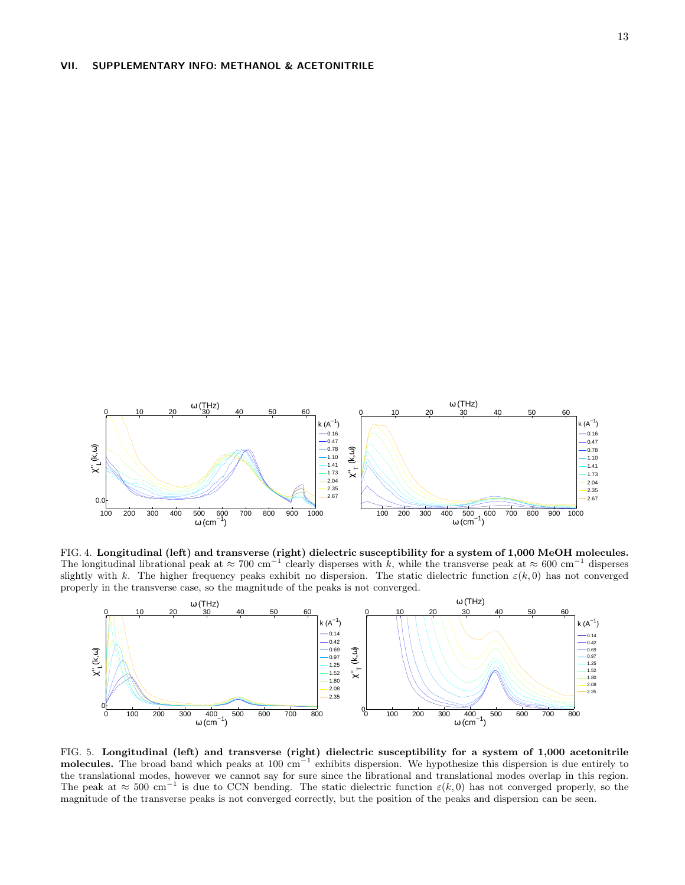## VII. SUPPLEMENTARY INFO: METHANOL & ACETONITRILE

FIG. 4. **Longitudinal (left) and transverse (right) dielectric susceptibility for a system of 1,000 MeOH molecules.** The longitudinal librational peak at $\approx 700$ cm$^{-1}$ clearly disperses with $k$, while the transverse peak at $\approx 600$ cm$^{-1}$ disperses slightly with $k$. The higher frequency peaks exhibit no dispersion. The static dielectric function $\varepsilon(k, 0)$ has not converged properly in the transverse case, so the magnitude of the peaks is not converged.

FIG. 5. **Longitudinal (left) and transverse (right) dielectric susceptibility for a system of 1,000 acetonitrile molecules.** The broad band which peaks at 100 cm$^{-1}$ exhibits dispersion. We hypothesize this dispersion is due entirely to the translational modes, however we cannot say for sure since the librational and translational modes overlap in this region. The peak at $\approx 500$ cm$^{-1}$ is due to CCN bending. The static dielectric function $\varepsilon(k, 0)$ has not converged properly, so the magnitude of the transverse peaks is not converged correctly, but the position of the peaks and dispersion can be seen.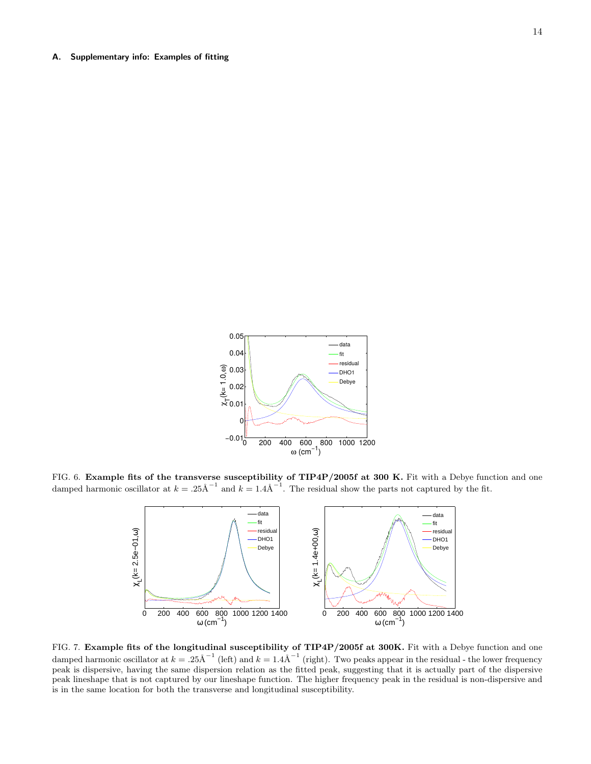### A. Supplementary info: Examples of fitting

FIG. 6. **Example fits of the transverse susceptibility of TIP4P/2005f at 300 K.** Fit with a Debye function and one damped harmonic oscillator at $k = .25\text{Å}^{-1}$ and $k = 1.4\text{Å}^{-1}$. The residual show the parts not captured by the fit.

FIG. 7. **Example fits of the longitudinal susceptibility of TIP4P/2005f at 300K.** Fit with a Debye function and one damped harmonic oscillator at $k = .25\text{Å}^{-1}$ (left) and $k = 1.4\text{Å}^{-1}$ (right). Two peaks appear in the residual - the lower frequency peak is dispersive, having the same dispersion relation as the fitted peak, suggesting that it is actually part of the dispersive peak lineshape that is not captured by our lineshape function. The higher frequency peak in the residual is non-dispersive and is in the same location for both the transverse and longitudinal susceptibility.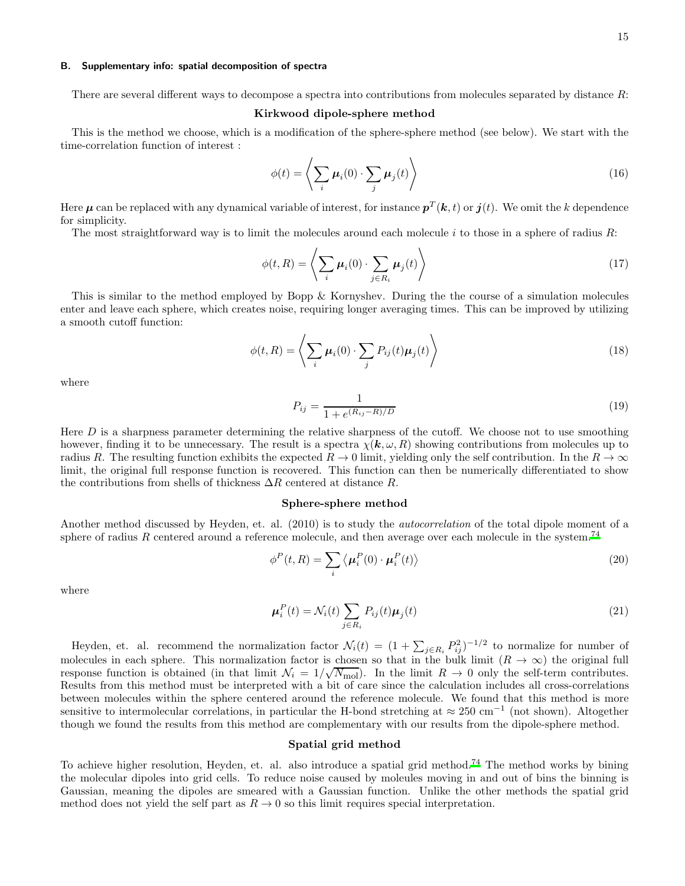### B. Supplementary info: spatial decomposition of spectra

There are several different ways to decompose a spectra into contributions from molecules separated by distance $R$:

**Kirkwood dipole-sphere method**

This is the method we choose, which is a modification of the sphere-sphere method (see below). We start with the time-correlation function of interest :

$$\phi(t) = \left\langle \sum_i \boldsymbol{\mu}_i(0) \cdot \sum_j \boldsymbol{\mu}_j(t) \right\rangle \tag{16}$$

Here $\boldsymbol{\mu}$ can be replaced with any dynamical variable of interest, for instance $\boldsymbol{p}^T(\boldsymbol{k}, t)$ or $\boldsymbol{j}(t)$. We omit the $k$ dependence for simplicity.

The most straightforward way is to limit the molecules around each molecule $i$ to those in a sphere of radius $R$:

$$\phi(t, R) = \left\langle \sum_i \boldsymbol{\mu}_i(0) \cdot \sum_{j \in R_i} \boldsymbol{\mu}_j(t) \right\rangle \tag{17}$$

This is similar to the method employed by Bopp & Kornyshev. During the the course of a simulation molecules enter and leave each sphere, which creates noise, requiring longer averaging times. This can be improved by utilizing a smooth cutoff function:

$$\phi(t, R) = \left\langle \sum_i \boldsymbol{\mu}_i(0) \cdot \sum_j P_{ij}(t) \boldsymbol{\mu}_j(t) \right\rangle \tag{18}$$

where

$$P_{ij} = \frac{1}{1 + e^{(R_{ij} - R)/D}} \tag{19}$$

Here $D$ is a sharpness parameter determining the relative sharpness of the cutoff. We choose not to use smoothing however, finding it to be unnecessary. The result is a spectra $\chi(\boldsymbol{k}, \omega, R)$ showing contributions from molecules up to radius $R$. The resulting function exhibits the expected $R \to 0$ limit, yielding only the self contribution. In the $R \to \infty$ limit, the original full response function is recovered. This function can then be numerically differentiated to show the contributions from shells of thickness $\Delta R$ centered at distance $R$.

**Sphere-sphere method**

Another method discussed by Heyden, et. al. (2010) is to study the *autocorrelation* of the total dipole moment of a sphere of radius $R$ centered around a reference molecule, and then average over each molecule in the system.[74]

$$\phi^P(t, R) = \sum_i \left\langle \boldsymbol{\mu}_i^P(0) \cdot \boldsymbol{\mu}_i^P(t) \right\rangle \tag{20}$$

where

$$\boldsymbol{\mu}_i^P(t) = \mathcal{N}_i(t) \sum_{j \in R_i} P_{ij}(t) \boldsymbol{\mu}_j(t) \tag{21}$$

Heyden, et. al. recommend the normalization factor $\mathcal{N}_i(t) = (1 + \sum_{j \in R_i} P_{ij}^2)^{-1/2}$ to normalize for number of molecules in each sphere. This normalization factor is chosen so that in the bulk limit ($R \to \infty$) the original full response function is obtained (in that limit $\mathcal{N}_i = 1/\sqrt{N_{\text{mol}}}$). In the limit $R \to 0$ only the self-term contributes. Results from this method must be interpreted with a bit of care since the calculation includes all cross-correlations between molecules within the sphere centered around the reference molecule. We found that this method is more sensitive to intermolecular correlations, in particular the H-bond stretching at $\approx 250$ cm$^{-1}$ (not shown). Altogether though we found the results from this method are complementary with our results from the dipole-sphere method.

**Spatial grid method**

To achieve higher resolution, Heyden, et. al. also introduce a spatial grid method.[74] The method works by bining the molecular dipoles into grid cells. To reduce noise caused by moleules moving in and out of bins the binning is Gaussian, meaning the dipoles are smeared with a Gaussian function. Unlike the other methods the spatial grid method does not yield the self part as $R \to 0$ so this limit requires special interpretation.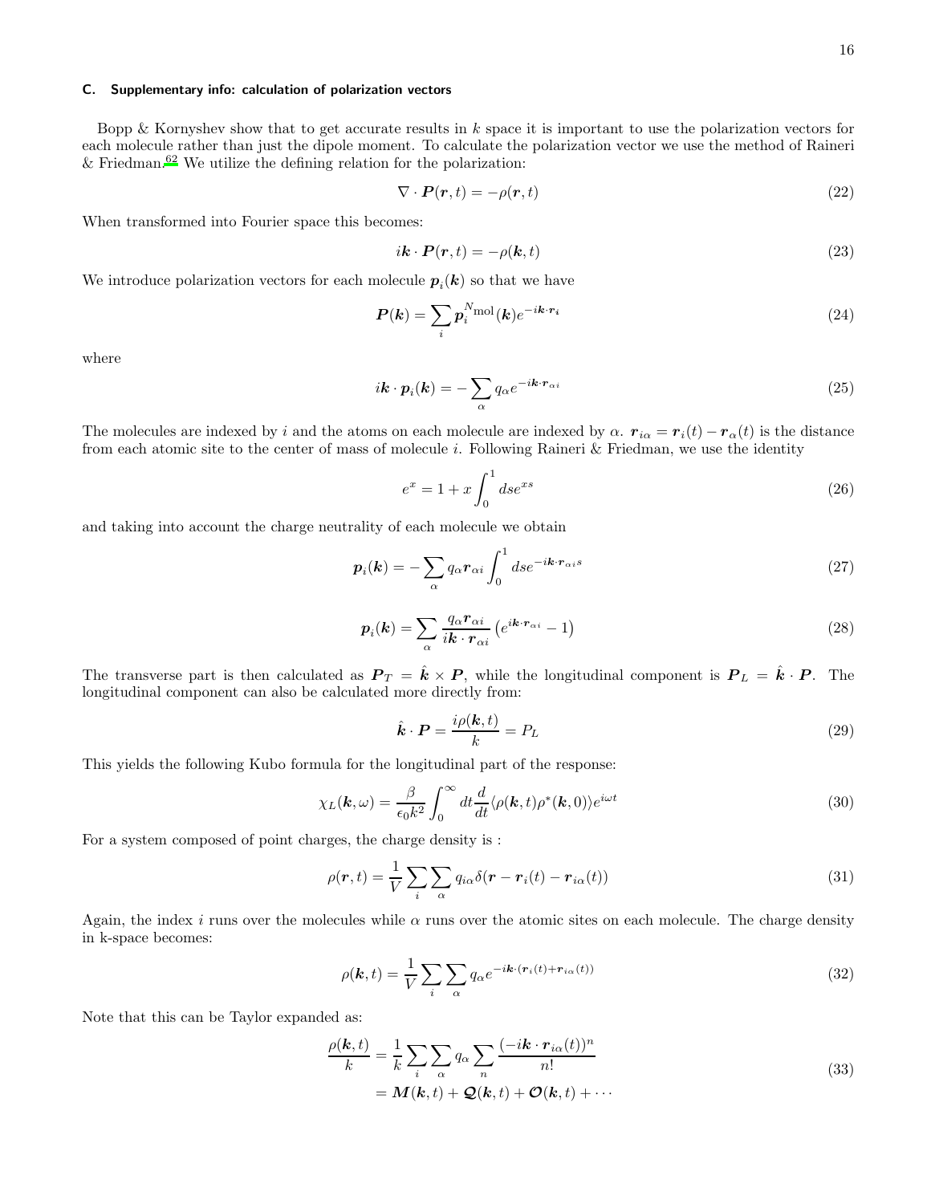### C. Supplementary info: calculation of polarization vectors

Bopp & Kornyshev show that to get accurate results in $k$ space it is important to use the polarization vectors for each molecule rather than just the dipole moment. To calculate the polarization vector we use the method of Raineri & Friedman.[62] We utilize the defining relation for the polarization:

$$\nabla \cdot \boldsymbol{P}(\boldsymbol{r}, t) = -\rho(\boldsymbol{r}, t) \tag{22}$$

When transformed into Fourier space this becomes:

$$i\boldsymbol{k} \cdot \boldsymbol{P}(\boldsymbol{r}, t) = -\rho(\boldsymbol{k}, t) \tag{23}$$

We introduce polarization vectors for each molecule $\boldsymbol{p}_i(\boldsymbol{k})$ so that we have

$$\boldsymbol{P}(\boldsymbol{k}) = \sum_i \boldsymbol{p}_i^{N_{\mathrm{mol}}}(\boldsymbol{k}) e^{-i\boldsymbol{k}\cdot\boldsymbol{r}_i} \tag{24}$$

where

$$i\boldsymbol{k} \cdot \boldsymbol{p}_i(\boldsymbol{k}) = -\sum_\alpha q_\alpha e^{-i\boldsymbol{k}\cdot\boldsymbol{r}_{\alpha i}} \tag{25}$$

The molecules are indexed by $i$ and the atoms on each molecule are indexed by $\alpha$. $\boldsymbol{r}_{i\alpha} = \boldsymbol{r}_i(t) - \boldsymbol{r}_\alpha(t)$ is the distance from each atomic site to the center of mass of molecule $i$. Following Raineri & Friedman, we use the identity

$$e^x = 1 + x\int_0^1 ds e^{xs} \tag{26}$$

and taking into account the charge neutrality of each molecule we obtain

$$\boldsymbol{p}_i(\boldsymbol{k}) = -\sum_\alpha q_\alpha \boldsymbol{r}_{\alpha i} \int_0^1 ds e^{-i\boldsymbol{k}\cdot\boldsymbol{r}_{\alpha i} s} \tag{27}$$

$$\boldsymbol{p}_i(\boldsymbol{k}) = \sum_\alpha \frac{q_\alpha \boldsymbol{r}_{\alpha i}}{i\boldsymbol{k}\cdot\boldsymbol{r}_{\alpha i}} \left(e^{i\boldsymbol{k}\cdot\boldsymbol{r}_{\alpha i}} - 1\right) \tag{28}$$

The transverse part is then calculated as $\boldsymbol{P}_T = \hat{\boldsymbol{k}} \times \boldsymbol{P}$, while the longitudinal component is $\boldsymbol{P}_L = \hat{\boldsymbol{k}} \cdot \boldsymbol{P}$. The longitudinal component can also be calculated more directly from:

$$\hat{\boldsymbol{k}} \cdot \boldsymbol{P} = \frac{i\rho(\boldsymbol{k}, t)}{k} = P_L \tag{29}$$

This yields the following Kubo formula for the longitudinal part of the response:

$$\chi_L(\boldsymbol{k}, \omega) = \frac{\beta}{\epsilon_0 k^2} \int_0^\infty dt \frac{d}{dt} \langle \rho(\boldsymbol{k}, t)\rho^*(\boldsymbol{k}, 0)\rangle e^{i\omega t} \tag{30}$$

For a system composed of point charges, the charge density is :

$$\rho(\boldsymbol{r}, t) = \frac{1}{V}\sum_i \sum_\alpha q_{i\alpha} \delta(\boldsymbol{r} - \boldsymbol{r}_i(t) - \boldsymbol{r}_{i\alpha}(t)) \tag{31}$$

Again, the index $i$ runs over the molecules while $\alpha$ runs over the atomic sites on each molecule. The charge density in k-space becomes:

$$\rho(\boldsymbol{k}, t) = \frac{1}{V}\sum_i \sum_\alpha q_\alpha e^{-i\boldsymbol{k}\cdot(\boldsymbol{r}_i(t) + \boldsymbol{r}_{i\alpha}(t))} \tag{32}$$

Note that this can be Taylor expanded as:

$$\begin{aligned} \frac{\rho(\boldsymbol{k}, t)}{k} &= \frac{1}{k}\sum_i \sum_\alpha q_\alpha \sum_n \frac{(-i\boldsymbol{k}\cdot\boldsymbol{r}_{i\alpha}(t))^n}{n!} \\ &= \boldsymbol{M}(\boldsymbol{k}, t) + \boldsymbol{\mathcal{Q}}(\boldsymbol{k}, t) + \boldsymbol{\mathcal{O}}(\boldsymbol{k}, t) + \cdots \end{aligned} \tag{33}$$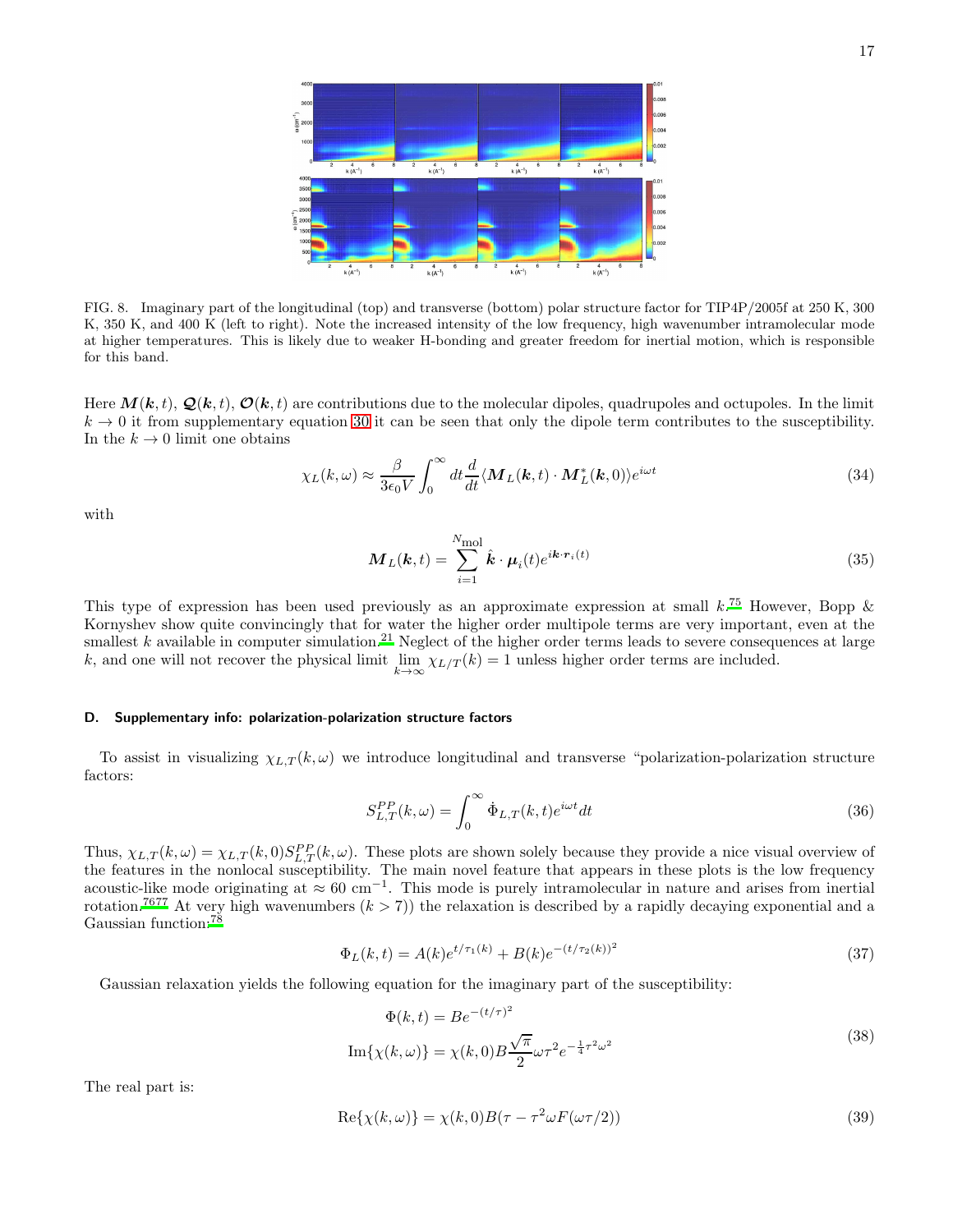FIG. 8. Imaginary part of the longitudinal (top) and transverse (bottom) polar structure factor for TIP4P/2005f at 250 K, 300 K, 350 K, and 400 K (left to right). Note the increased intensity of the low frequency, high wavenumber intramolecular mode at higher temperatures. This is likely due to weaker H-bonding and greater freedom for inertial motion, which is responsible for this band.

Here $\boldsymbol{M}(\boldsymbol{k},t)$, $\boldsymbol{\mathcal{Q}}(\boldsymbol{k},t)$, $\boldsymbol{\mathcal{O}}(\boldsymbol{k},t)$ are contributions due to the molecular dipoles, quadrupoles and octupoles. In the limit $k \to 0$ it from supplementary equation 30 it can be seen that only the dipole term contributes to the susceptibility. In the $k \to 0$ limit one obtains

$$\chi_L(k,\omega) \approx \frac{\beta}{3\epsilon_0 V}\int_0^\infty dt \frac{d}{dt}\langle \boldsymbol{M}_L(\boldsymbol{k},t)\cdot \boldsymbol{M}_L^*(\boldsymbol{k},0)\rangle e^{i\omega t} \tag{34}$$

with

$$\boldsymbol{M}_L(\boldsymbol{k},t) = \sum_{i=1}^{N_{\mathrm{mol}}} \hat{\boldsymbol{k}}\cdot \boldsymbol{\mu}_i(t) e^{i\boldsymbol{k}\cdot \boldsymbol{r}_i(t)} \tag{35}$$

This type of expression has been used previously as an approximate expression at small $k$.[75] However, Bopp & Kornyshev show quite convincingly that for water the higher order multipole terms are very important, even at the smallest $k$ available in computer simulation.[21] Neglect of the higher order terms leads to severe consequences at large $k$, and one will not recover the physical limit $\lim\limits_{k\to\infty} \chi_{L/T}(k) = 1$ unless higher order terms are included.

### D. Supplementary info: polarization-polarization structure factors

To assist in visualizing $\chi_{L,T}(k,\omega)$ we introduce longitudinal and transverse "polarization-polarization structure factors:

$$S_{L,T}^{PP}(k,\omega) = \int_0^\infty \dot{\Phi}_{L,T}(k,t)e^{i\omega t}dt \tag{36}$$

Thus, $\chi_{L,T}(k,\omega) = \chi_{L,T}(k,0)S_{L,T}^{PP}(k,\omega)$. These plots are shown solely because they provide a nice visual overview of the features in the nonlocal susceptibility. The main novel feature that appears in these plots is the low frequency acoustic-like mode originating at $\approx 60$ cm$^{-1}$. This mode is purely intramolecular in nature and arises from inertial rotation.[76,77] At very high wavenumbers ($k > 7$)) the relaxation is described by a rapidly decaying exponential and a Gaussian function:[78]

$$\Phi_L(k,t) = A(k)e^{t/\tau_1(k)} + B(k)e^{-(t/\tau_2(k))^2} \tag{37}$$

Gaussian relaxation yields the following equation for the imaginary part of the susceptibility:

$$\begin{aligned}\Phi(k,t) &= Be^{-(t/\tau)^2}\\ \mathrm{Im}\{\chi(k,\omega)\} &= \chi(k,0)B\frac{\sqrt{\pi}}{2}\omega\tau^2 e^{-\frac{1}{4}\tau^2\omega^2}\end{aligned} \tag{38}$$

The real part is:

$$\mathrm{Re}\{\chi(k,\omega)\} = \chi(k,0)B(\tau - \tau^2\omega F(\omega\tau/2)) \tag{39}$$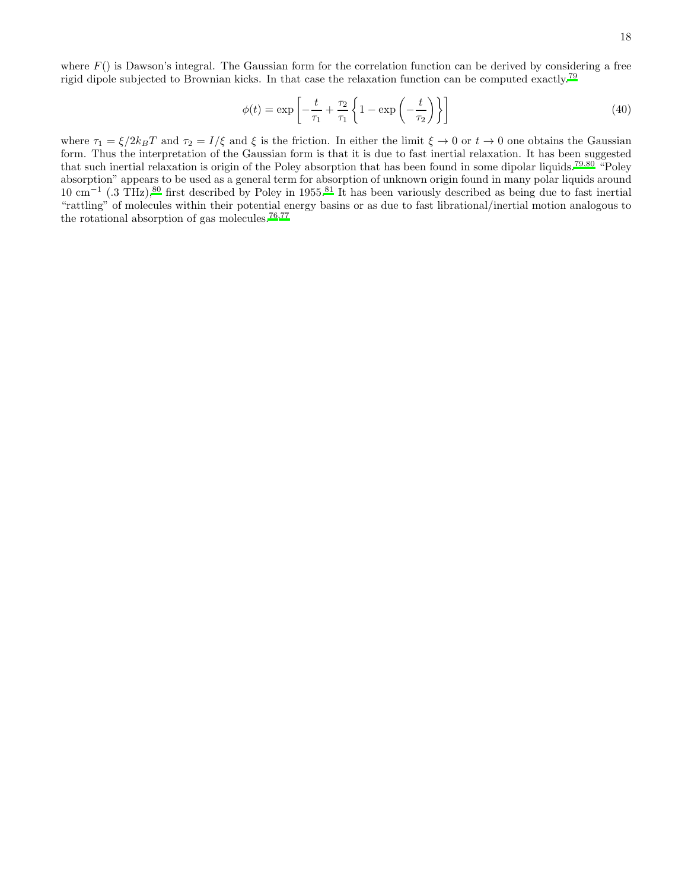where $F()$ is Dawson's integral. The Gaussian form for the correlation function can be derived by considering a free rigid dipole subjected to Brownian kicks. In that case the relaxation function can be computed exactly.[79]

$$\phi(t) = \exp\left[-\frac{t}{\tau_1} + \frac{\tau_2}{\tau_1}\left\{1 - \exp\left(-\frac{t}{\tau_2}\right)\right\}\right] \tag{40}$$

where $\tau_1 = \xi/2k_BT$ and $\tau_2 = I/\xi$ and $\xi$ is the friction. In either the limit $\xi \to 0$ or $t \to 0$ one obtains the Gaussian form. Thus the interpretation of the Gaussian form is that it is due to fast inertial relaxation. It has been suggested that such inertial relaxation is origin of the Poley absorption that has been found in some dipolar liquids.[79,80] "Poley absorption" appears to be used as a general term for absorption of unknown origin found in many polar liquids around 10 cm$^{-1}$ (.3 THz),[80] first described by Poley in 1955.[81] It has been variously described as being due to fast inertial "rattling" of molecules within their potential energy basins or as due to fast librational/inertial motion analogous to the rotational absorption of gas molecules.[76,77]